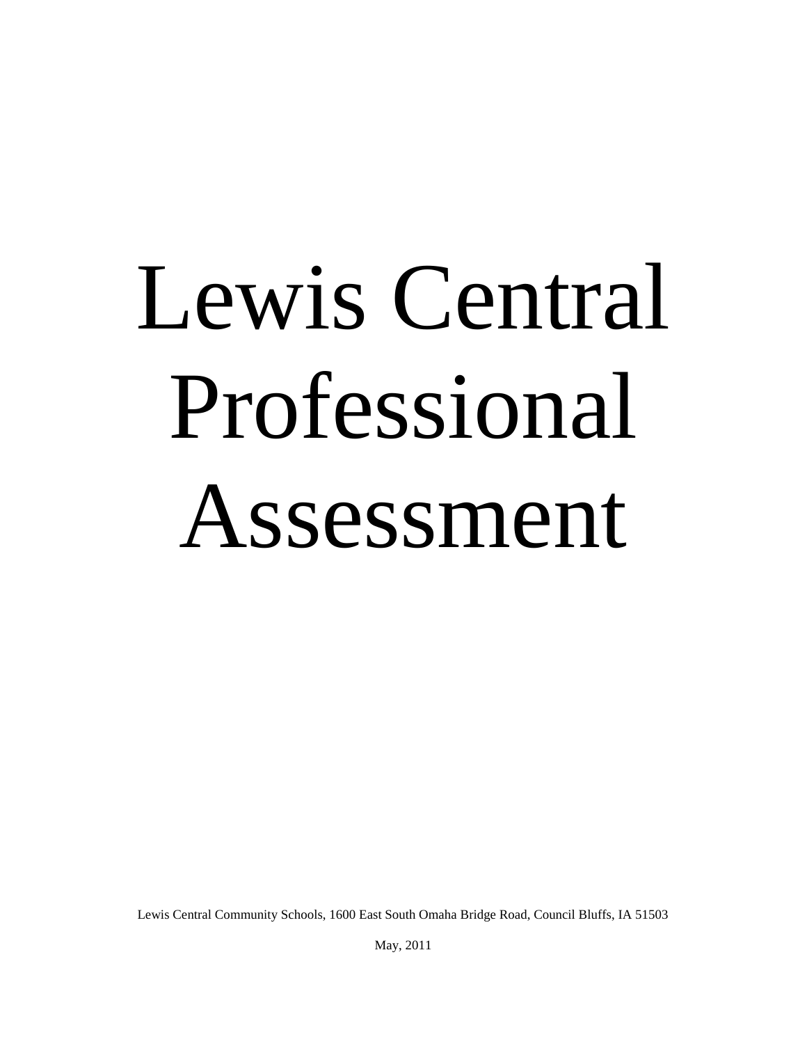# Lewis Central Professional Assessment

Lewis Central Community Schools, 1600 East South Omaha Bridge Road, Council Bluffs, IA 51503

May, 2011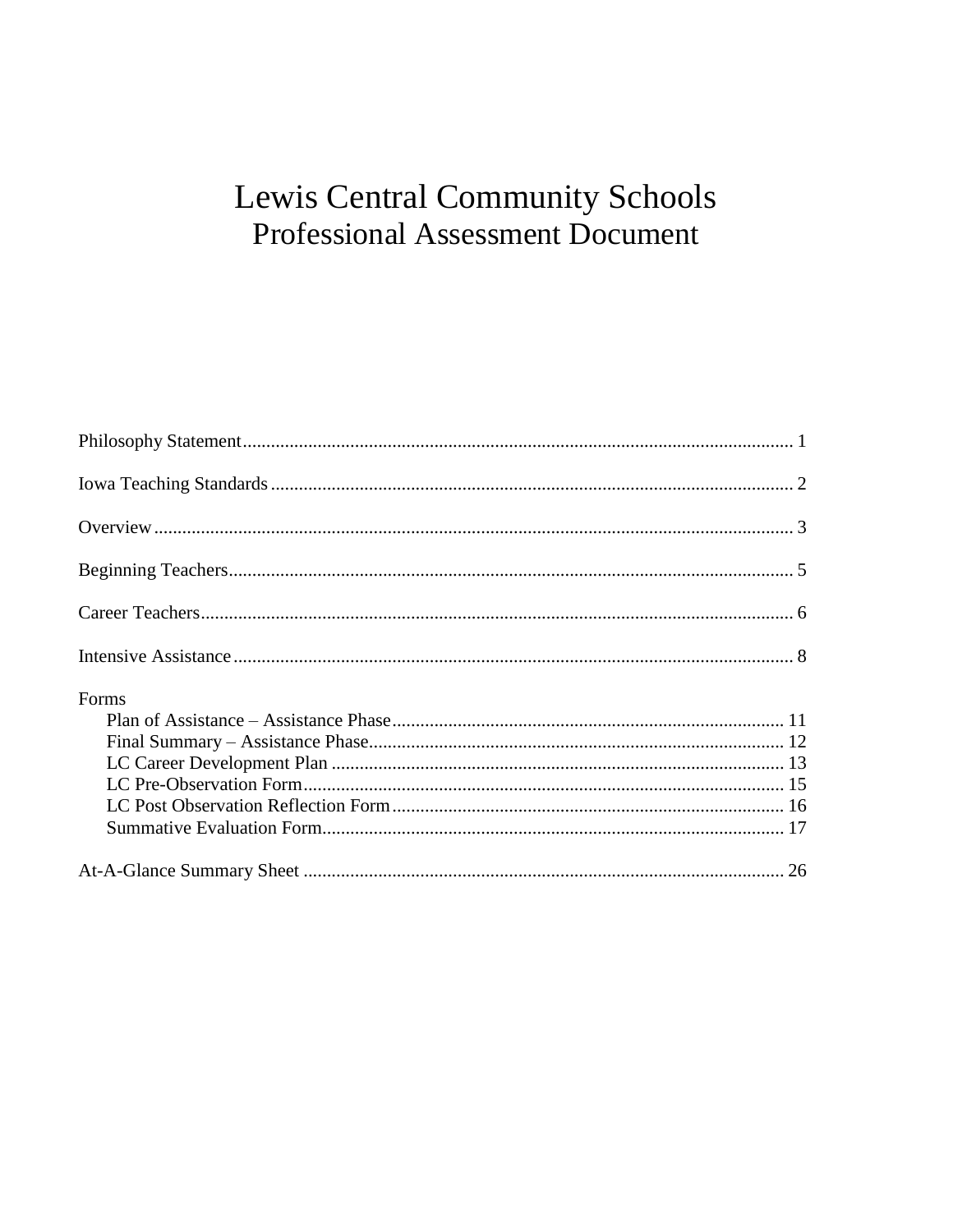# Lewis Central Community Schools
## Professional Assessment Document

Philosophy Statement ........................................................................................................ 1

Iowa Teaching Standards ................................................................................................. 2

Overview ........................................................................................................................... 3

Beginning Teachers ........................................................................................................... 5

Career Teachers ................................................................................................................ 6

Intensive Assistance .......................................................................................................... 8

Forms
- Plan of Assistance – Assistance Phase ...................................................................... 11
- Final Summary – Assistance Phase .......................................................................... 12
- LC Career Development Plan .................................................................................. 13
- LC Pre-Observation Form ........................................................................................ 15
- LC Post Observation Reflection Form ..................................................................... 16
- Summative Evaluation Form .................................................................................... 17

At-A-Glance Summary Sheet ........................................................................................... 26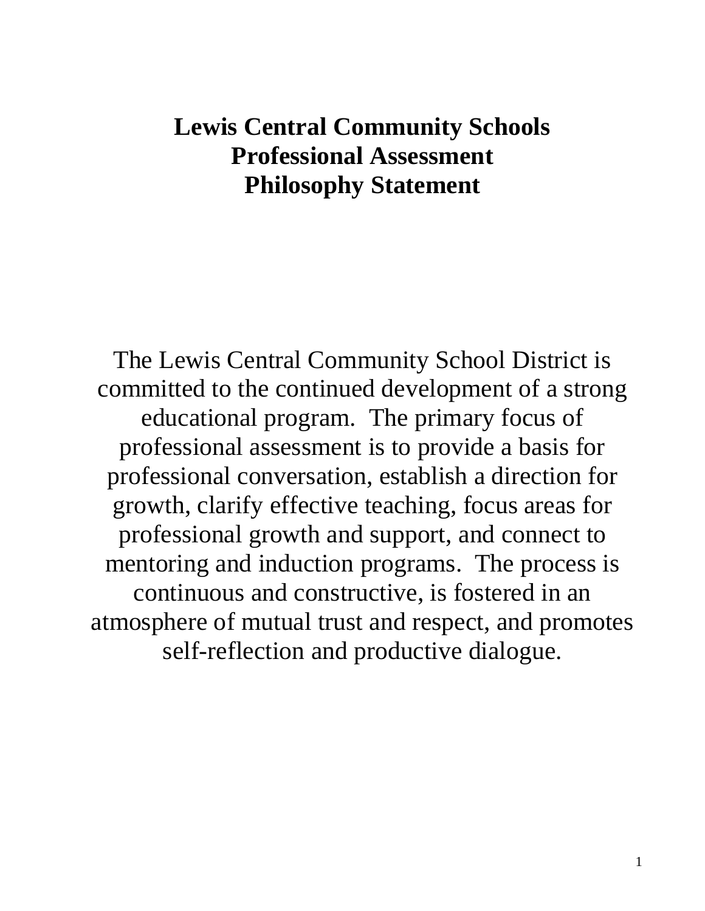# Lewis Central Community Schools
# Professional Assessment
# Philosophy Statement

The Lewis Central Community School District is committed to the continued development of a strong educational program. The primary focus of professional assessment is to provide a basis for professional conversation, establish a direction for growth, clarify effective teaching, focus areas for professional growth and support, and connect to mentoring and induction programs. The process is continuous and constructive, is fostered in an atmosphere of mutual trust and respect, and promotes self-reflection and productive dialogue.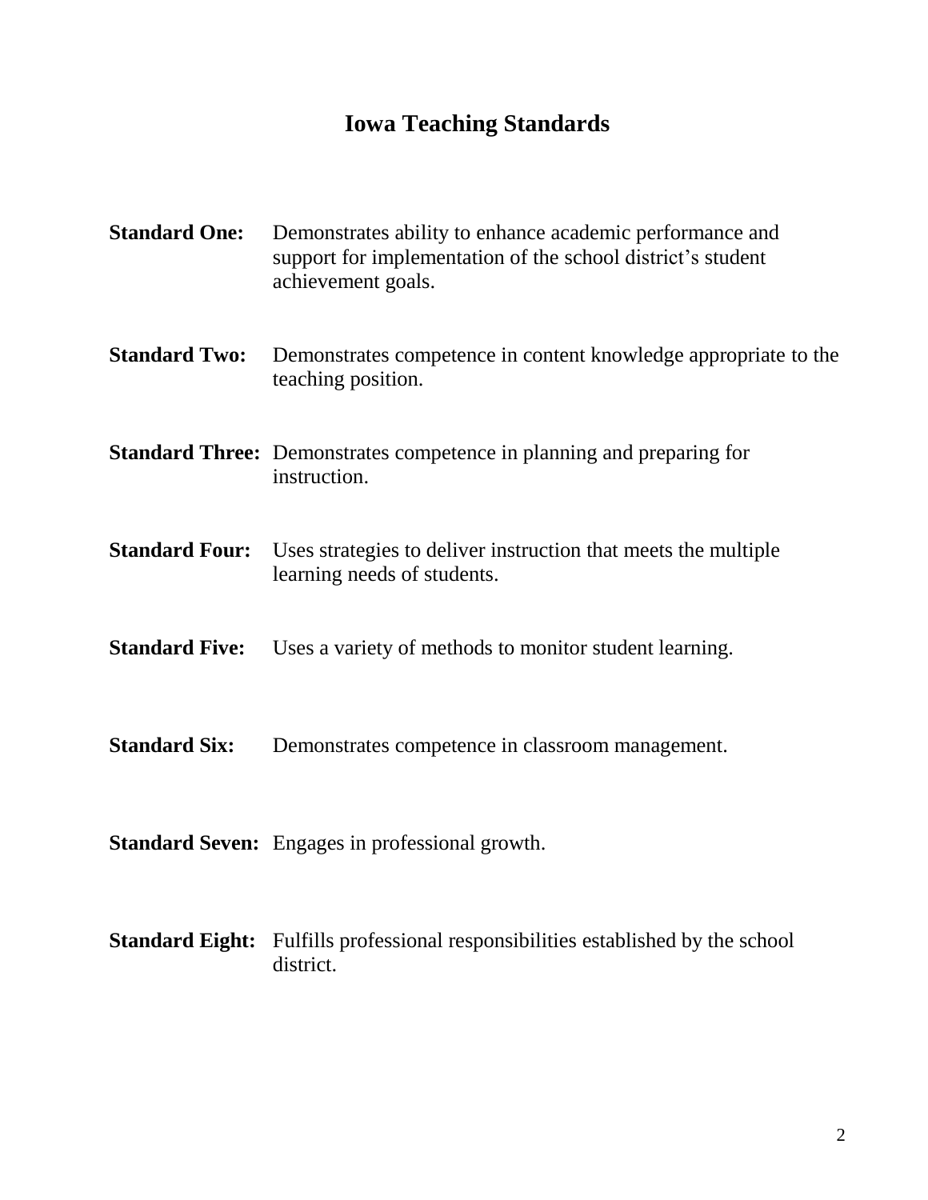# Iowa Teaching Standards

**Standard One:** Demonstrates ability to enhance academic performance and support for implementation of the school district's student achievement goals.

**Standard Two:** Demonstrates competence in content knowledge appropriate to the teaching position.

**Standard Three:** Demonstrates competence in planning and preparing for instruction.

**Standard Four:** Uses strategies to deliver instruction that meets the multiple learning needs of students.

**Standard Five:** Uses a variety of methods to monitor student learning.

**Standard Six:** Demonstrates competence in classroom management.

**Standard Seven:** Engages in professional growth.

**Standard Eight:** Fulfills professional responsibilities established by the school district.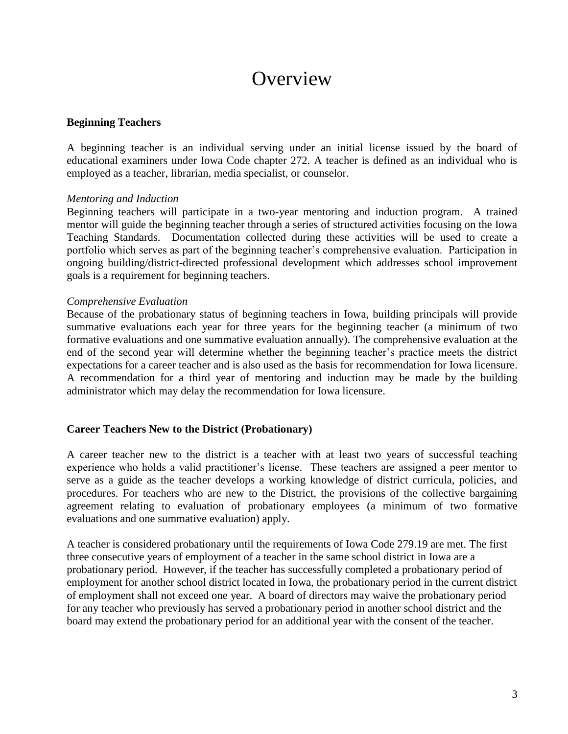# Overview

**Beginning Teachers**

A beginning teacher is an individual serving under an initial license issued by the board of educational examiners under Iowa Code chapter 272. A teacher is defined as an individual who is employed as a teacher, librarian, media specialist, or counselor.

*Mentoring and Induction*

Beginning teachers will participate in a two-year mentoring and induction program. A trained mentor will guide the beginning teacher through a series of structured activities focusing on the Iowa Teaching Standards. Documentation collected during these activities will be used to create a portfolio which serves as part of the beginning teacher's comprehensive evaluation. Participation in ongoing building/district-directed professional development which addresses school improvement goals is a requirement for beginning teachers.

*Comprehensive Evaluation*

Because of the probationary status of beginning teachers in Iowa, building principals will provide summative evaluations each year for three years for the beginning teacher (a minimum of two formative evaluations and one summative evaluation annually). The comprehensive evaluation at the end of the second year will determine whether the beginning teacher's practice meets the district expectations for a career teacher and is also used as the basis for recommendation for Iowa licensure. A recommendation for a third year of mentoring and induction may be made by the building administrator which may delay the recommendation for Iowa licensure.

**Career Teachers New to the District (Probationary)**

A career teacher new to the district is a teacher with at least two years of successful teaching experience who holds a valid practitioner's license. These teachers are assigned a peer mentor to serve as a guide as the teacher develops a working knowledge of district curricula, policies, and procedures. For teachers who are new to the District, the provisions of the collective bargaining agreement relating to evaluation of probationary employees (a minimum of two formative evaluations and one summative evaluation) apply.

A teacher is considered probationary until the requirements of Iowa Code 279.19 are met. The first three consecutive years of employment of a teacher in the same school district in Iowa are a probationary period. However, if the teacher has successfully completed a probationary period of employment for another school district located in Iowa, the probationary period in the current district of employment shall not exceed one year. A board of directors may waive the probationary period for any teacher who previously has served a probationary period in another school district and the board may extend the probationary period for an additional year with the consent of the teacher.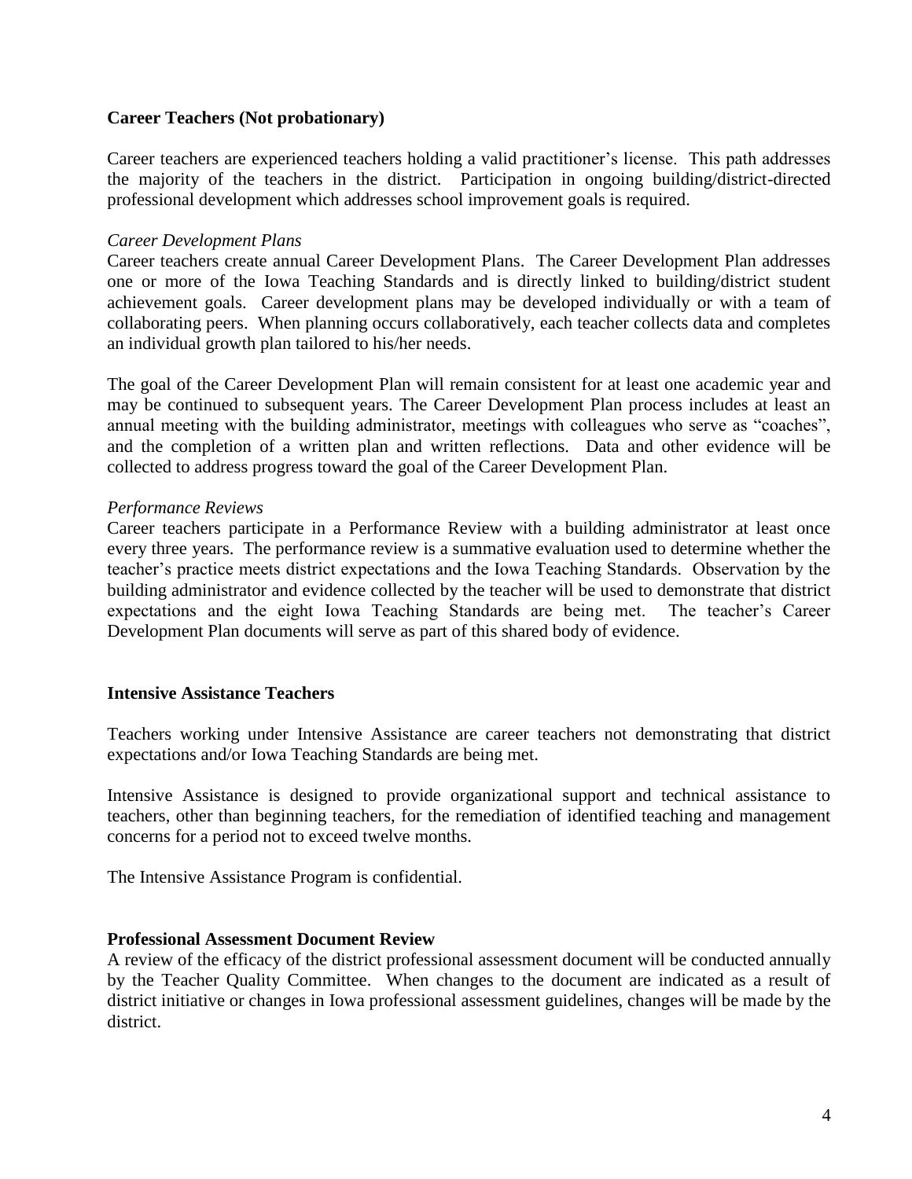**Career Teachers (Not probationary)**

Career teachers are experienced teachers holding a valid practitioner's license. This path addresses the majority of the teachers in the district. Participation in ongoing building/district-directed professional development which addresses school improvement goals is required.

*Career Development Plans*
Career teachers create annual Career Development Plans. The Career Development Plan addresses one or more of the Iowa Teaching Standards and is directly linked to building/district student achievement goals. Career development plans may be developed individually or with a team of collaborating peers. When planning occurs collaboratively, each teacher collects data and completes an individual growth plan tailored to his/her needs.

The goal of the Career Development Plan will remain consistent for at least one academic year and may be continued to subsequent years. The Career Development Plan process includes at least an annual meeting with the building administrator, meetings with colleagues who serve as "coaches", and the completion of a written plan and written reflections. Data and other evidence will be collected to address progress toward the goal of the Career Development Plan.

*Performance Reviews*
Career teachers participate in a Performance Review with a building administrator at least once every three years. The performance review is a summative evaluation used to determine whether the teacher's practice meets district expectations and the Iowa Teaching Standards. Observation by the building administrator and evidence collected by the teacher will be used to demonstrate that district expectations and the eight Iowa Teaching Standards are being met. The teacher's Career Development Plan documents will serve as part of this shared body of evidence.

**Intensive Assistance Teachers**

Teachers working under Intensive Assistance are career teachers not demonstrating that district expectations and/or Iowa Teaching Standards are being met.

Intensive Assistance is designed to provide organizational support and technical assistance to teachers, other than beginning teachers, for the remediation of identified teaching and management concerns for a period not to exceed twelve months.

The Intensive Assistance Program is confidential.

**Professional Assessment Document Review**
A review of the efficacy of the district professional assessment document will be conducted annually by the Teacher Quality Committee. When changes to the document are indicated as a result of district initiative or changes in Iowa professional assessment guidelines, changes will be made by the district.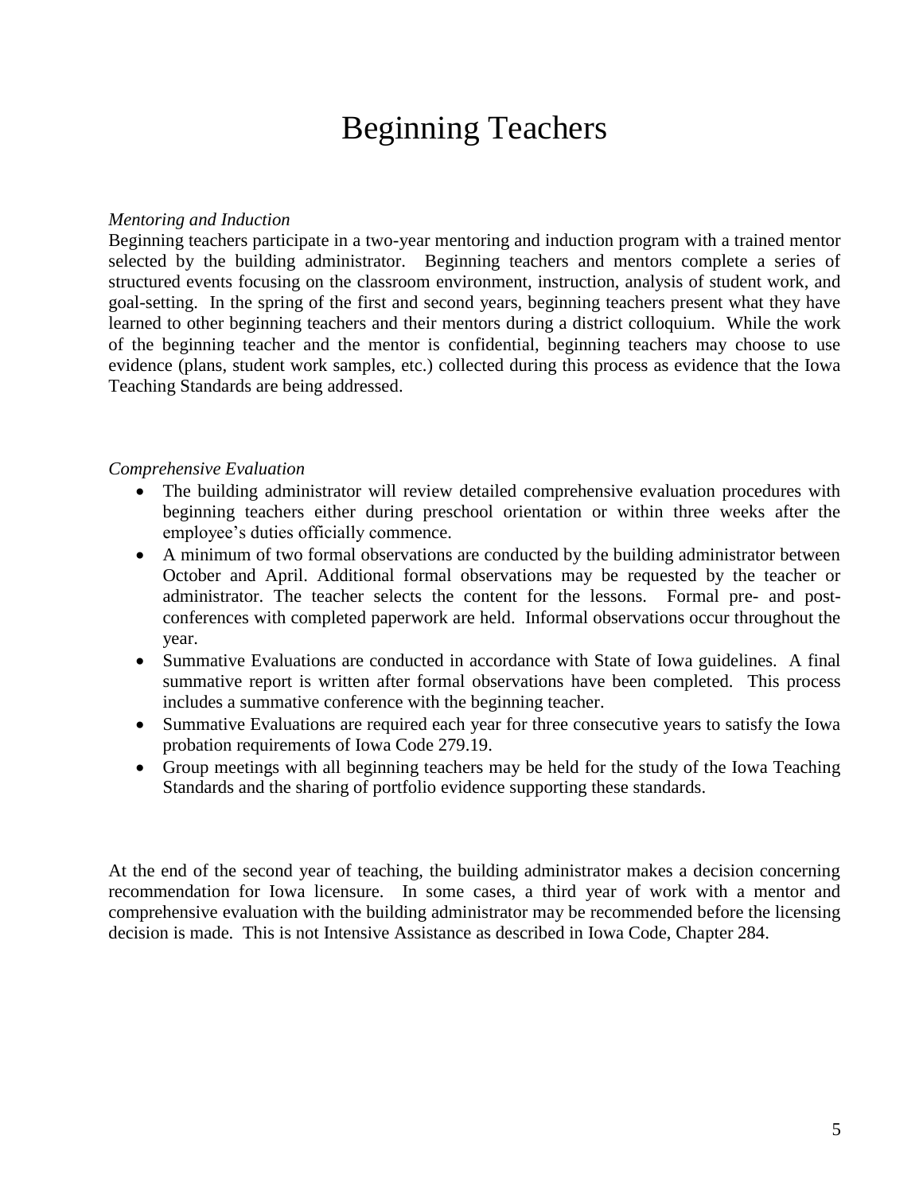# Beginning Teachers

*Mentoring and Induction*

Beginning teachers participate in a two-year mentoring and induction program with a trained mentor selected by the building administrator. Beginning teachers and mentors complete a series of structured events focusing on the classroom environment, instruction, analysis of student work, and goal-setting. In the spring of the first and second years, beginning teachers present what they have learned to other beginning teachers and their mentors during a district colloquium. While the work of the beginning teacher and the mentor is confidential, beginning teachers may choose to use evidence (plans, student work samples, etc.) collected during this process as evidence that the Iowa Teaching Standards are being addressed.

*Comprehensive Evaluation*

- The building administrator will review detailed comprehensive evaluation procedures with beginning teachers either during preschool orientation or within three weeks after the employee's duties officially commence.
- A minimum of two formal observations are conducted by the building administrator between October and April. Additional formal observations may be requested by the teacher or administrator. The teacher selects the content for the lessons. Formal pre- and post-conferences with completed paperwork are held. Informal observations occur throughout the year.
- Summative Evaluations are conducted in accordance with State of Iowa guidelines. A final summative report is written after formal observations have been completed. This process includes a summative conference with the beginning teacher.
- Summative Evaluations are required each year for three consecutive years to satisfy the Iowa probation requirements of Iowa Code 279.19.
- Group meetings with all beginning teachers may be held for the study of the Iowa Teaching Standards and the sharing of portfolio evidence supporting these standards.

At the end of the second year of teaching, the building administrator makes a decision concerning recommendation for Iowa licensure. In some cases, a third year of work with a mentor and comprehensive evaluation with the building administrator may be recommended before the licensing decision is made. This is not Intensive Assistance as described in Iowa Code, Chapter 284.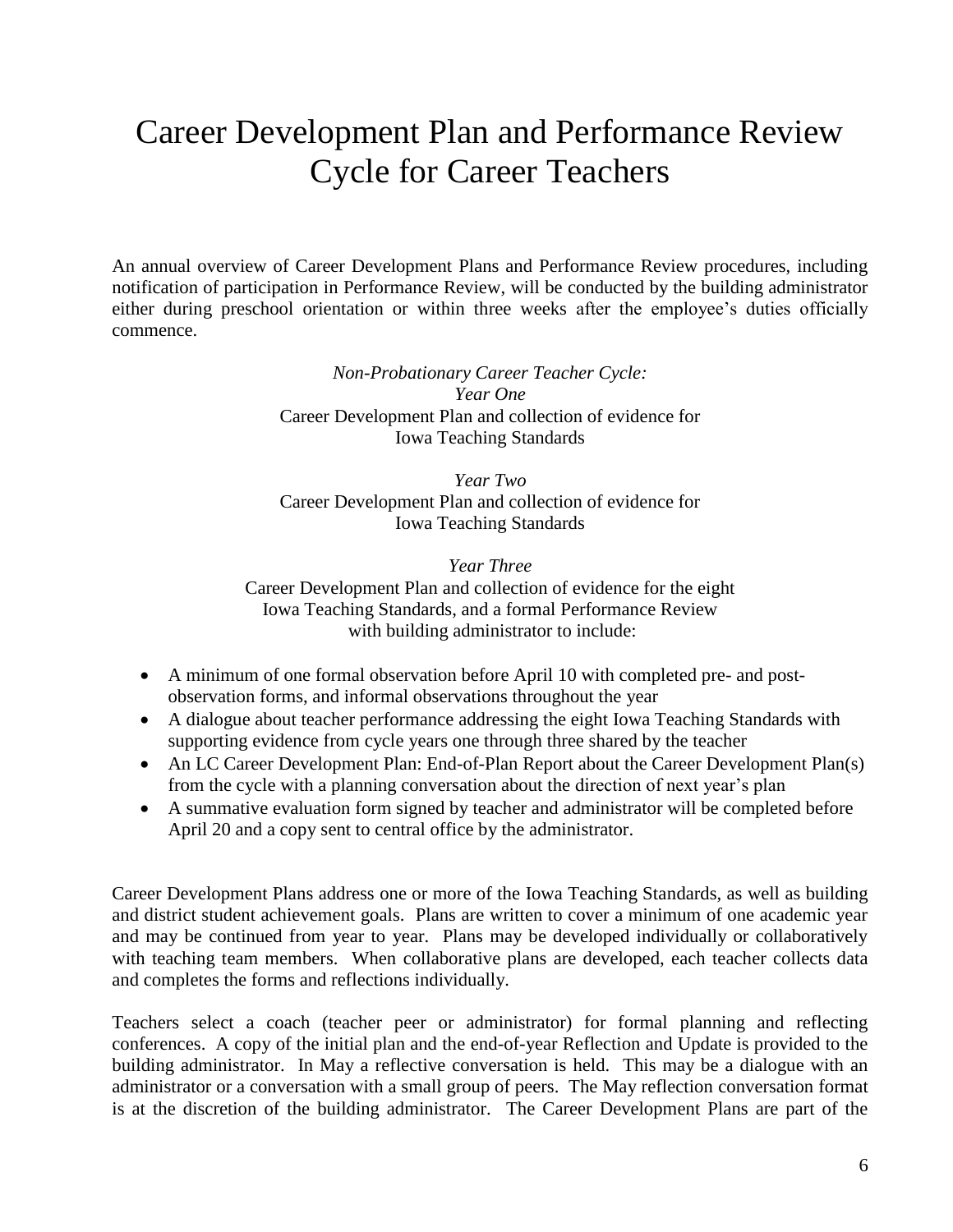# Career Development Plan and Performance Review Cycle for Career Teachers

An annual overview of Career Development Plans and Performance Review procedures, including notification of participation in Performance Review, will be conducted by the building administrator either during preschool orientation or within three weeks after the employee's duties officially commence.

*Non-Probationary Career Teacher Cycle:*
*Year One*
Career Development Plan and collection of evidence for Iowa Teaching Standards

*Year Two*
Career Development Plan and collection of evidence for Iowa Teaching Standards

*Year Three*
Career Development Plan and collection of evidence for the eight Iowa Teaching Standards, and a formal Performance Review with building administrator to include:

- A minimum of one formal observation before April 10 with completed pre- and post-observation forms, and informal observations throughout the year
- A dialogue about teacher performance addressing the eight Iowa Teaching Standards with supporting evidence from cycle years one through three shared by the teacher
- An LC Career Development Plan: End-of-Plan Report about the Career Development Plan(s) from the cycle with a planning conversation about the direction of next year's plan
- A summative evaluation form signed by teacher and administrator will be completed before April 20 and a copy sent to central office by the administrator.

Career Development Plans address one or more of the Iowa Teaching Standards, as well as building and district student achievement goals. Plans are written to cover a minimum of one academic year and may be continued from year to year. Plans may be developed individually or collaboratively with teaching team members. When collaborative plans are developed, each teacher collects data and completes the forms and reflections individually.

Teachers select a coach (teacher peer or administrator) for formal planning and reflecting conferences. A copy of the initial plan and the end-of-year Reflection and Update is provided to the building administrator. In May a reflective conversation is held. This may be a dialogue with an administrator or a conversation with a small group of peers. The May reflection conversation format is at the discretion of the building administrator. The Career Development Plans are part of the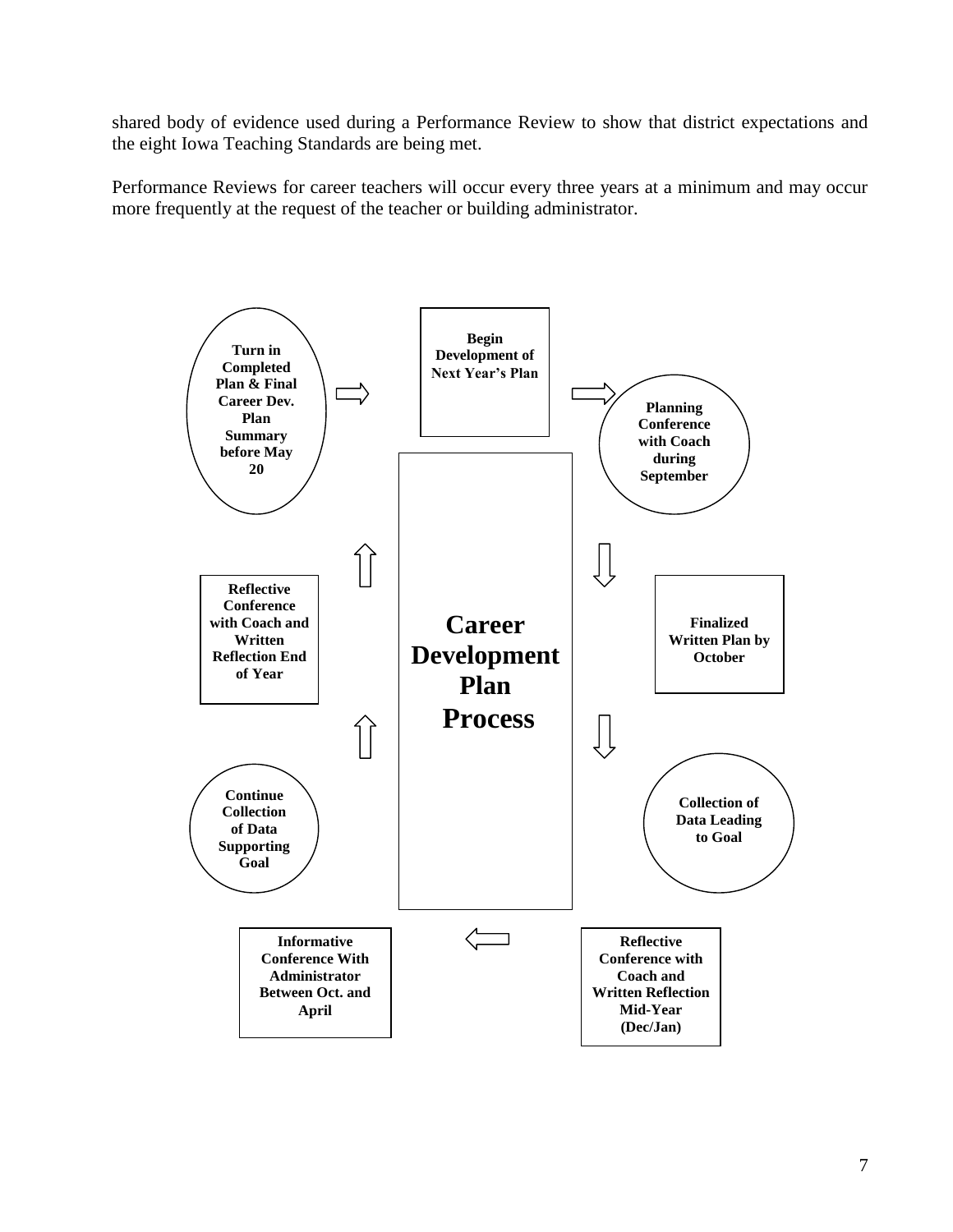shared body of evidence used during a Performance Review to show that district expectations and the eight Iowa Teaching Standards are being met.

Performance Reviews for career teachers will occur every three years at a minimum and may occur more frequently at the request of the teacher or building administrator.

**Career Development Plan Process**

- **Begin Development of Next Year's Plan**
- **Planning Conference with Coach during September**
- **Finalized Written Plan by October**
- **Collection of Data Leading to Goal**
- **Reflective Conference with Coach and Written Reflection Mid-Year (Dec/Jan)**
- **Informative Conference With Administrator Between Oct. and April**
- **Continue Collection of Data Supporting Goal**
- **Reflective Conference with Coach and Written Reflection End of Year**
- **Turn in Completed Plan & Final Career Dev. Plan Summary before May 20**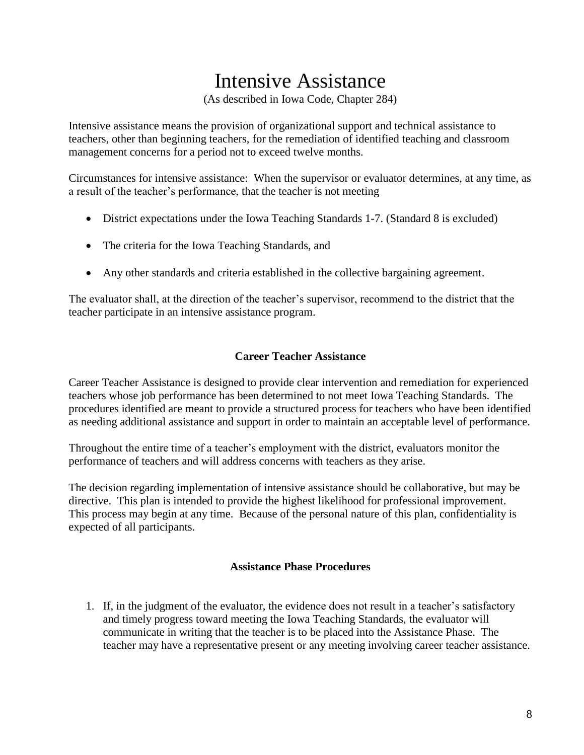# Intensive Assistance

(As described in Iowa Code, Chapter 284)

Intensive assistance means the provision of organizational support and technical assistance to teachers, other than beginning teachers, for the remediation of identified teaching and classroom management concerns for a period not to exceed twelve months.

Circumstances for intensive assistance: When the supervisor or evaluator determines, at any time, as a result of the teacher's performance, that the teacher is not meeting

- District expectations under the Iowa Teaching Standards 1-7. (Standard 8 is excluded)
- The criteria for the Iowa Teaching Standards, and
- Any other standards and criteria established in the collective bargaining agreement.

The evaluator shall, at the direction of the teacher's supervisor, recommend to the district that the teacher participate in an intensive assistance program.

### Career Teacher Assistance

Career Teacher Assistance is designed to provide clear intervention and remediation for experienced teachers whose job performance has been determined to not meet Iowa Teaching Standards. The procedures identified are meant to provide a structured process for teachers who have been identified as needing additional assistance and support in order to maintain an acceptable level of performance.

Throughout the entire time of a teacher's employment with the district, evaluators monitor the performance of teachers and will address concerns with teachers as they arise.

The decision regarding implementation of intensive assistance should be collaborative, but may be directive. This plan is intended to provide the highest likelihood for professional improvement. This process may begin at any time. Because of the personal nature of this plan, confidentiality is expected of all participants.

### Assistance Phase Procedures

1. If, in the judgment of the evaluator, the evidence does not result in a teacher's satisfactory and timely progress toward meeting the Iowa Teaching Standards, the evaluator will communicate in writing that the teacher is to be placed into the Assistance Phase. The teacher may have a representative present or any meeting involving career teacher assistance.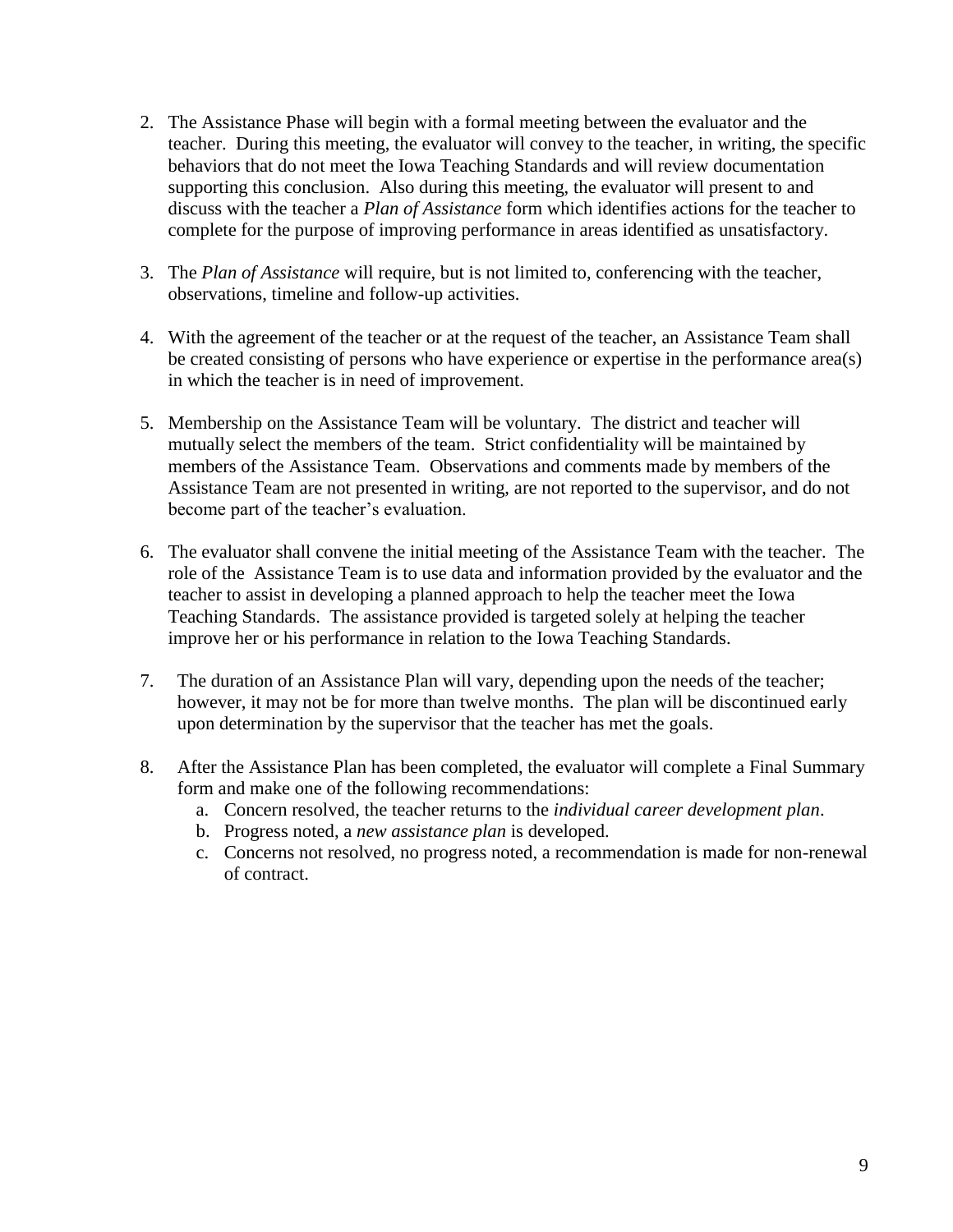2. The Assistance Phase will begin with a formal meeting between the evaluator and the teacher. During this meeting, the evaluator will convey to the teacher, in writing, the specific behaviors that do not meet the Iowa Teaching Standards and will review documentation supporting this conclusion. Also during this meeting, the evaluator will present to and discuss with the teacher a *Plan of Assistance* form which identifies actions for the teacher to complete for the purpose of improving performance in areas identified as unsatisfactory.

3. The *Plan of Assistance* will require, but is not limited to, conferencing with the teacher, observations, timeline and follow-up activities.

4. With the agreement of the teacher or at the request of the teacher, an Assistance Team shall be created consisting of persons who have experience or expertise in the performance area(s) in which the teacher is in need of improvement.

5. Membership on the Assistance Team will be voluntary. The district and teacher will mutually select the members of the team. Strict confidentiality will be maintained by members of the Assistance Team. Observations and comments made by members of the Assistance Team are not presented in writing, are not reported to the supervisor, and do not become part of the teacher's evaluation.

6. The evaluator shall convene the initial meeting of the Assistance Team with the teacher. The role of the Assistance Team is to use data and information provided by the evaluator and the teacher to assist in developing a planned approach to help the teacher meet the Iowa Teaching Standards. The assistance provided is targeted solely at helping the teacher improve her or his performance in relation to the Iowa Teaching Standards.

7. The duration of an Assistance Plan will vary, depending upon the needs of the teacher; however, it may not be for more than twelve months. The plan will be discontinued early upon determination by the supervisor that the teacher has met the goals.

8. After the Assistance Plan has been completed, the evaluator will complete a Final Summary form and make one of the following recommendations:
   a. Concern resolved, the teacher returns to the *individual career development plan*.
   b. Progress noted, a *new assistance plan* is developed.
   c. Concerns not resolved, no progress noted, a recommendation is made for non-renewal of contract.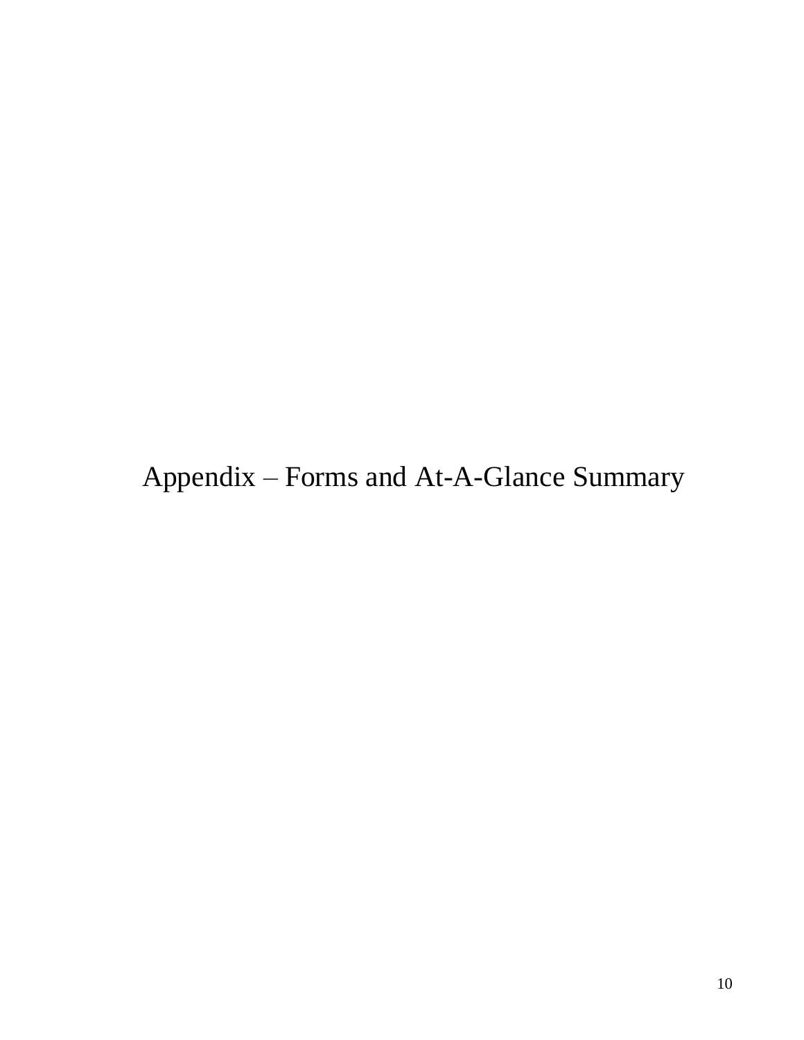# Appendix – Forms and At-A-Glance Summary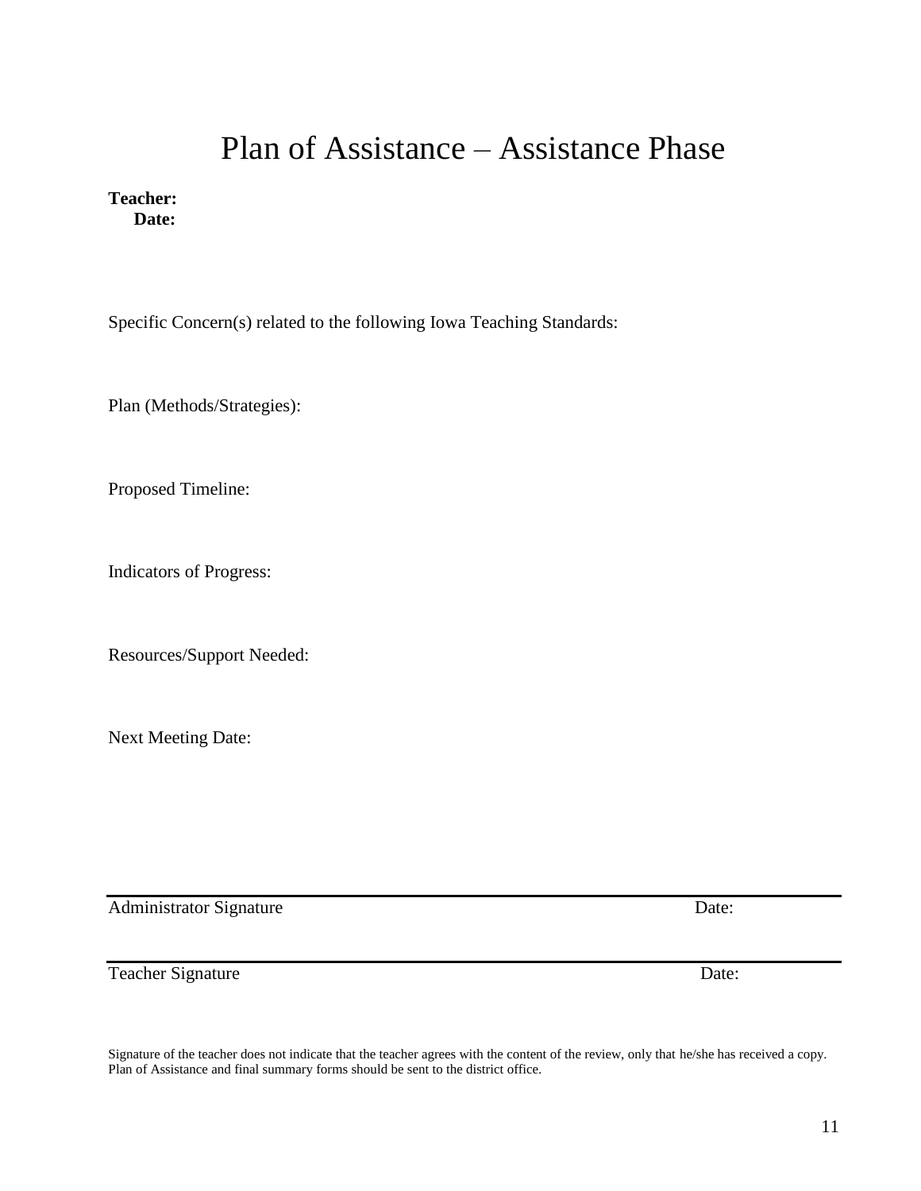# Plan of Assistance – Assistance Phase

**Teacher:**
**Date:**

Specific Concern(s) related to the following Iowa Teaching Standards:

Plan (Methods/Strategies):

Proposed Timeline:

Indicators of Progress:

Resources/Support Needed:

Next Meeting Date:

---

Administrator Signature Date:

---

Teacher Signature Date:

Signature of the teacher does not indicate that the teacher agrees with the content of the review, only that he/she has received a copy.
Plan of Assistance and final summary forms should be sent to the district office.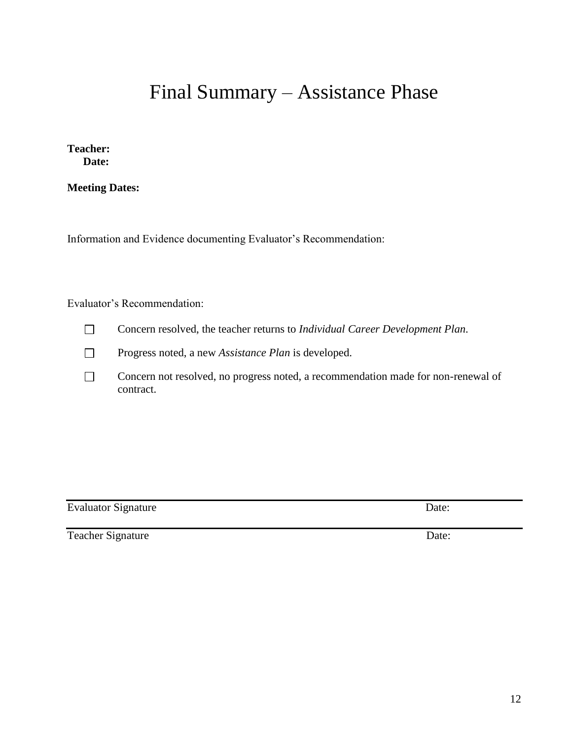# Final Summary – Assistance Phase

**Teacher:**
**Date:**

**Meeting Dates:**

Information and Evidence documenting Evaluator's Recommendation:

Evaluator's Recommendation:

- ☐ Concern resolved, the teacher returns to *Individual Career Development Plan*.
- ☐ Progress noted, a new *Assistance Plan* is developed.
- ☐ Concern not resolved, no progress noted, a recommendation made for non-renewal of contract.

Evaluator Signature                                        Date:

Teacher Signature                                        Date: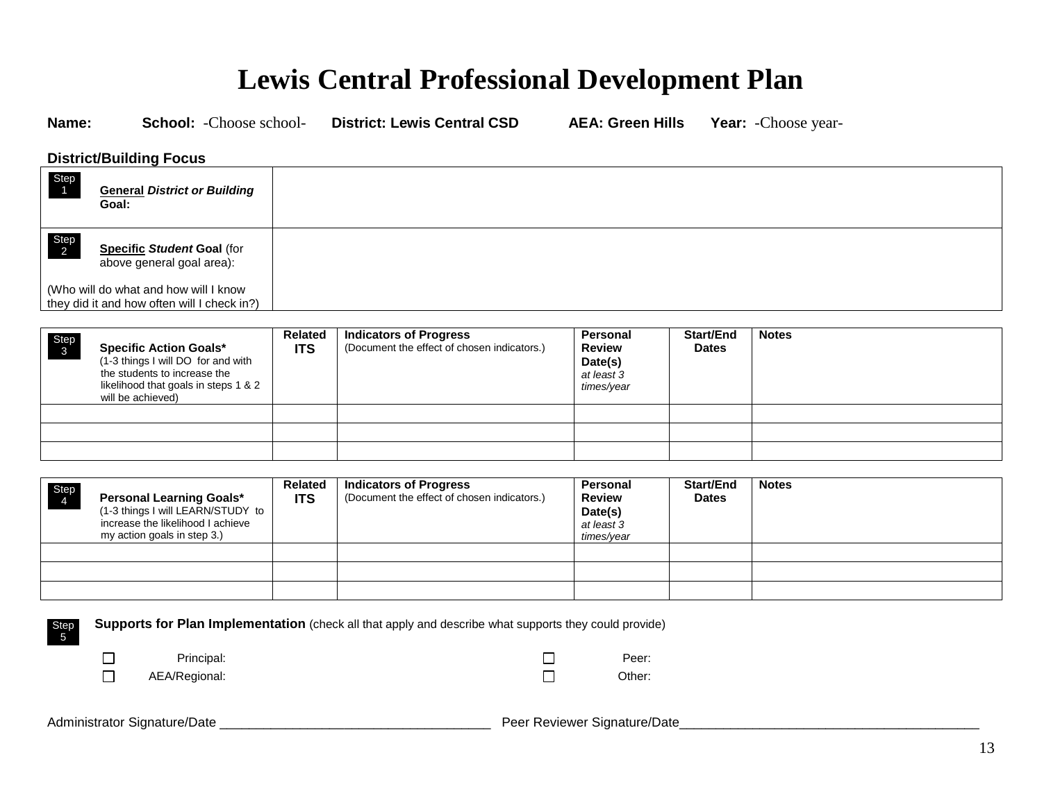# Lewis Central Professional Development Plan

**Name:** **School:** -Choose school- **District: Lewis Central CSD** **AEA: Green Hills** **Year:** -Choose year-

**District/Building Focus**

| | |
|---|---|
| Step 1 **General** ***District or Building*** **Goal:** | |
| Step 2 **Specific** ***Student*** **Goal** (for above general goal area): (Who will do what and how will I know they did it and how often will I check in?) | |

| Step 3 **Specific Action Goals*** (1-3 things I will DO for and with the students to increase the likelihood that goals in steps 1 & 2 will be achieved) | **Related ITS** | **Indicators of Progress** (Document the effect of chosen indicators.) | **Personal Review Date(s)** *at least 3 times/year* | **Start/End Dates** | **Notes** |
|---|---|---|---|---|---|
| | | | | | |
| | | | | | |
| | | | | | |

| Step 4 **Personal Learning Goals*** (1-3 things I will LEARN/STUDY to increase the likelihood I achieve my action goals in step 3.) | **Related ITS** | **Indicators of Progress** (Document the effect of chosen indicators.) | **Personal Review Date(s)** *at least 3 times/year* | **Start/End Dates** | **Notes** |
|---|---|---|---|---|---|
| | | | | | |
| | | | | | |
| | | | | | |

Step 5 **Supports for Plan Implementation** (check all that apply and describe what supports they could provide)

- ☐ Principal:
- ☐ Peer:
- ☐ AEA/Regional:
- ☐ Other:

Administrator Signature/Date ____________________________________ Peer Reviewer Signature/Date________________________________________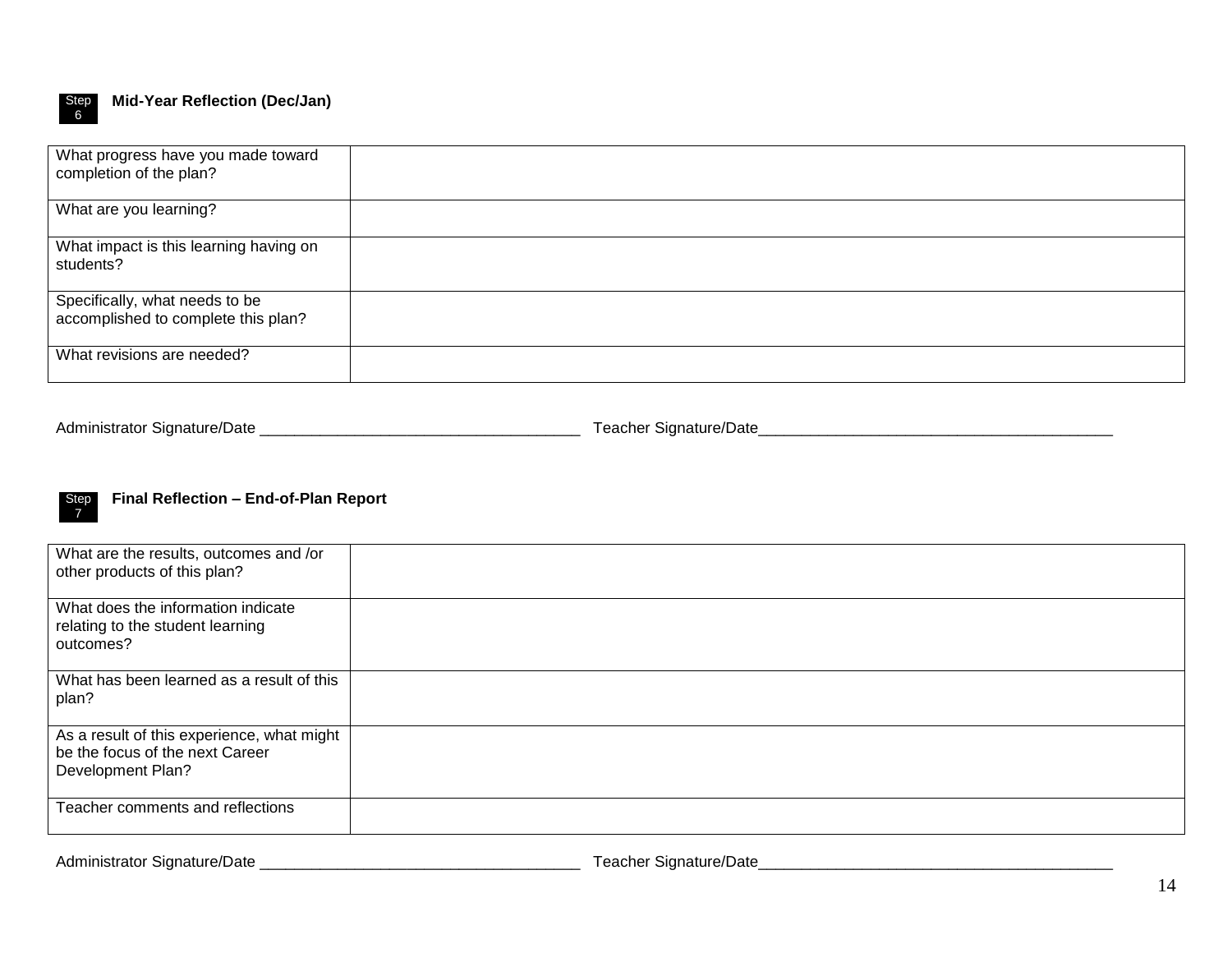Step 6 **Mid-Year Reflection (Dec/Jan)**

| | |
|---|---|
| What progress have you made toward completion of the plan? | |
| What are you learning? | |
| What impact is this learning having on students? | |
| Specifically, what needs to be accomplished to complete this plan? | |
| What revisions are needed? | |

Administrator Signature/Date ____________________________________ Teacher Signature/Date________________________________________

Step 7 **Final Reflection – End-of-Plan Report**

| | |
|---|---|
| What are the results, outcomes and /or other products of this plan? | |
| What does the information indicate relating to the student learning outcomes? | |
| What has been learned as a result of this plan? | |
| As a result of this experience, what might be the focus of the next Career Development Plan? | |
| Teacher comments and reflections | |

Administrator Signature/Date ____________________________________ Teacher Signature/Date________________________________________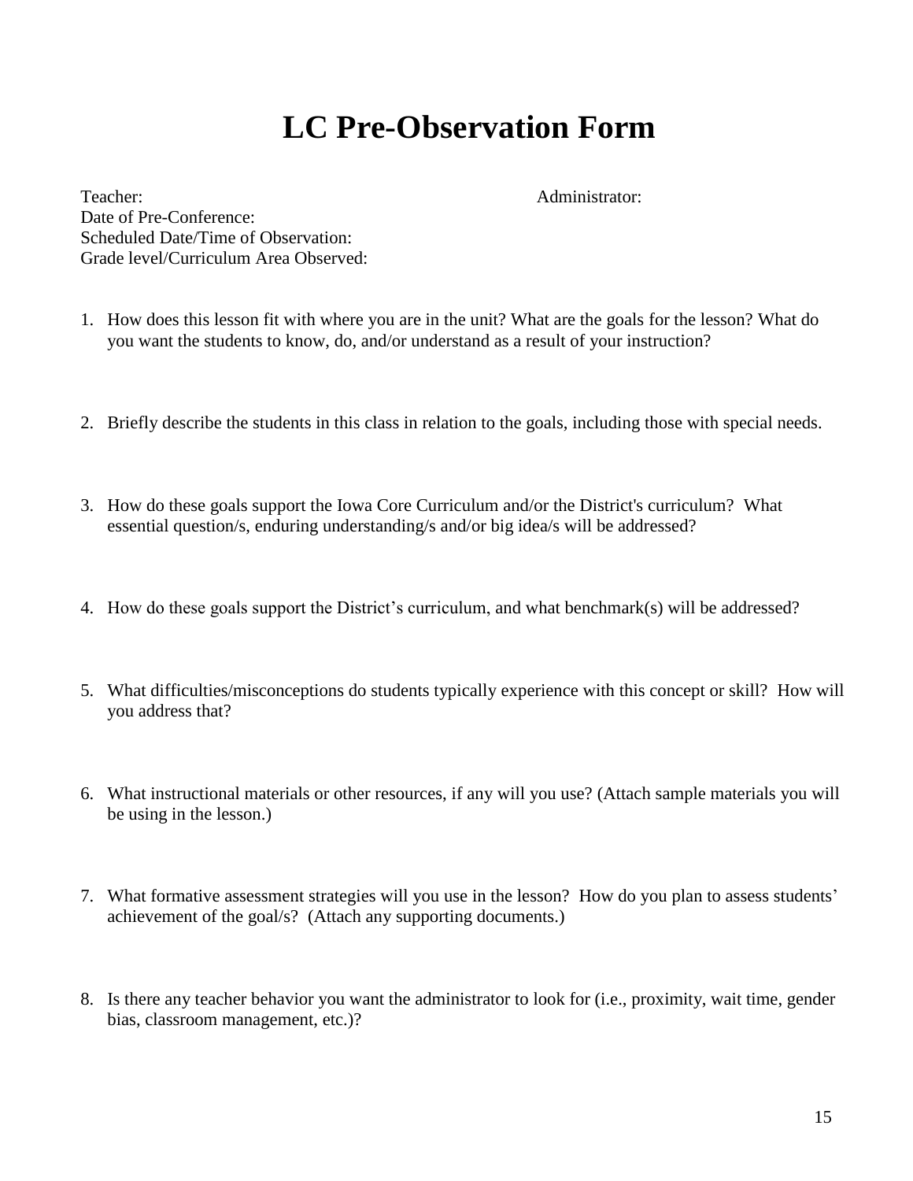# LC Pre-Observation Form

Teacher: Administrator:
Date of Pre-Conference:
Scheduled Date/Time of Observation:
Grade level/Curriculum Area Observed:

1. How does this lesson fit with where you are in the unit? What are the goals for the lesson? What do you want the students to know, do, and/or understand as a result of your instruction?

2. Briefly describe the students in this class in relation to the goals, including those with special needs.

3. How do these goals support the Iowa Core Curriculum and/or the District's curriculum? What essential question/s, enduring understanding/s and/or big idea/s will be addressed?

4. How do these goals support the District's curriculum, and what benchmark(s) will be addressed?

5. What difficulties/misconceptions do students typically experience with this concept or skill? How will you address that?

6. What instructional materials or other resources, if any will you use? (Attach sample materials you will be using in the lesson.)

7. What formative assessment strategies will you use in the lesson? How do you plan to assess students' achievement of the goal/s? (Attach any supporting documents.)

8. Is there any teacher behavior you want the administrator to look for (i.e., proximity, wait time, gender bias, classroom management, etc.)?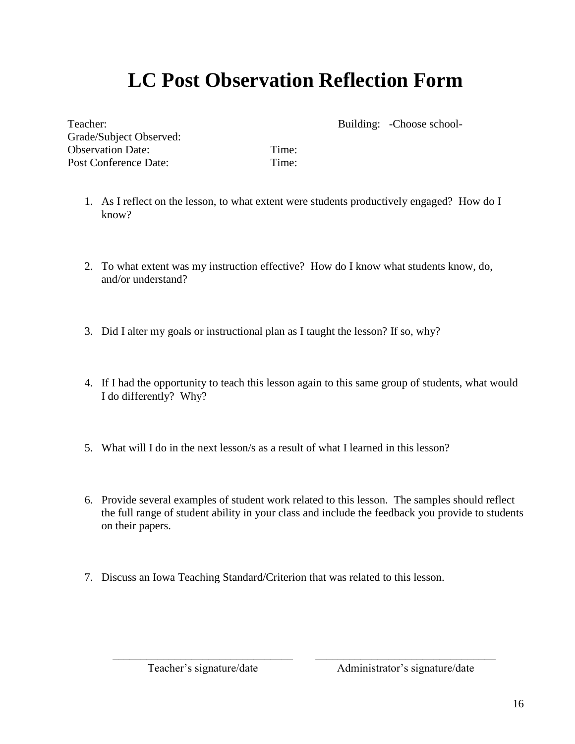# LC Post Observation Reflection Form

Teacher: Building: -Choose school-
Grade/Subject Observed:
Observation Date: Time:
Post Conference Date: Time:

1. As I reflect on the lesson, to what extent were students productively engaged? How do I know?

2. To what extent was my instruction effective? How do I know what students know, do, and/or understand?

3. Did I alter my goals or instructional plan as I taught the lesson? If so, why?

4. If I had the opportunity to teach this lesson again to this same group of students, what would I do differently? Why?

5. What will I do in the next lesson/s as a result of what I learned in this lesson?

6. Provide several examples of student work related to this lesson. The samples should reflect the full range of student ability in your class and include the feedback you provide to students on their papers.

7. Discuss an Iowa Teaching Standard/Criterion that was related to this lesson.

______________________________ ______________________________
Teacher's signature/date Administrator's signature/date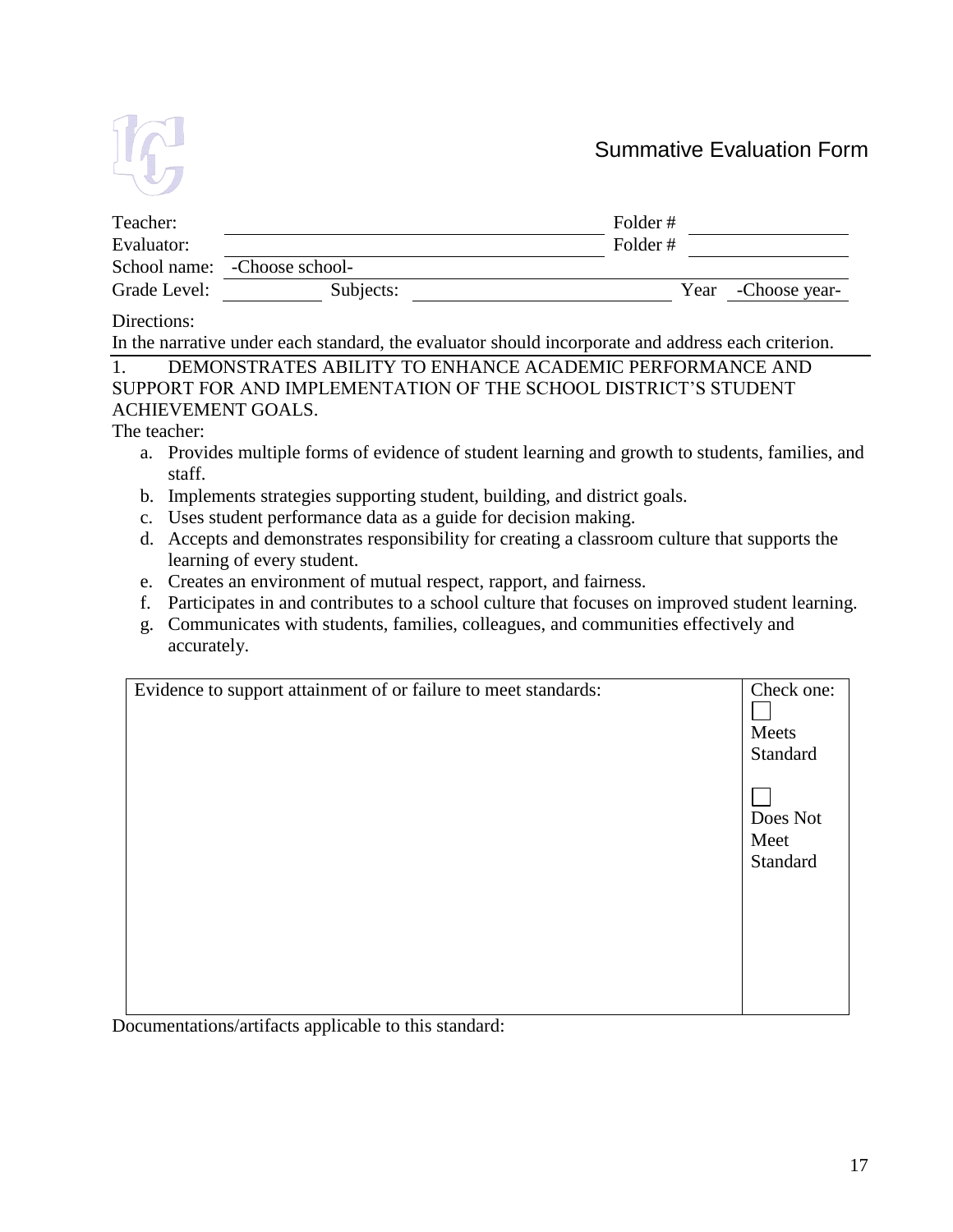# Summative Evaluation Form

| | | | |
|---|---|---|---|
| Teacher: | | Folder # | |
| Evaluator: | | Folder # | |
| School name: | -Choose school- | | |
| Grade Level: | Subjects: | Year | -Choose year- |

Directions:
In the narrative under each standard, the evaluator should incorporate and address each criterion.

1. DEMONSTRATES ABILITY TO ENHANCE ACADEMIC PERFORMANCE AND SUPPORT FOR AND IMPLEMENTATION OF THE SCHOOL DISTRICT'S STUDENT ACHIEVEMENT GOALS.

The teacher:

a. Provides multiple forms of evidence of student learning and growth to students, families, and staff.
b. Implements strategies supporting student, building, and district goals.
c. Uses student performance data as a guide for decision making.
d. Accepts and demonstrates responsibility for creating a classroom culture that supports the learning of every student.
e. Creates an environment of mutual respect, rapport, and fairness.
f. Participates in and contributes to a school culture that focuses on improved student learning.
g. Communicates with students, families, colleagues, and communities effectively and accurately.

| Evidence to support attainment of or failure to meet standards: | Check one: ☐ Meets Standard ☐ Does Not Meet Standard |
|---|---|
| | |

Documentations/artifacts applicable to this standard: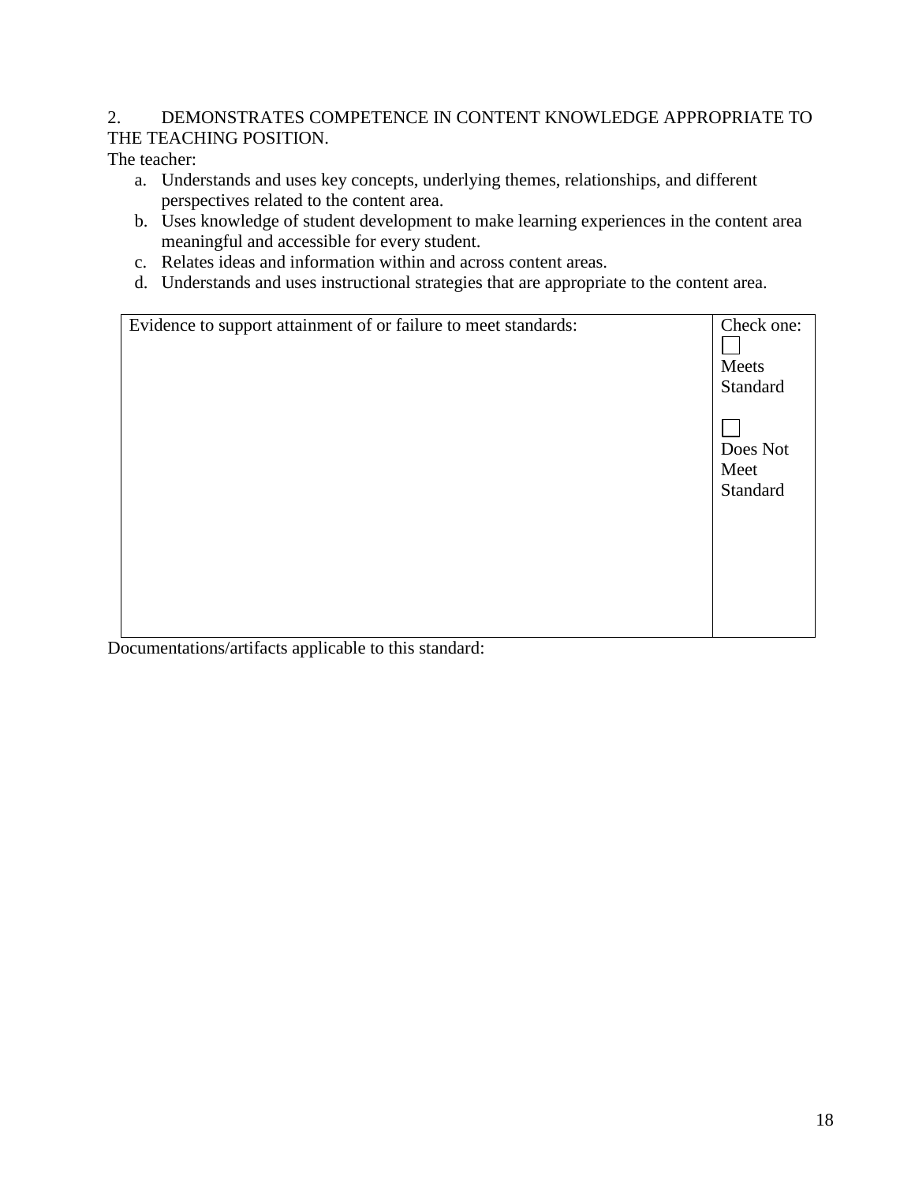2. DEMONSTRATES COMPETENCE IN CONTENT KNOWLEDGE APPROPRIATE TO THE TEACHING POSITION.

The teacher:

a. Understands and uses key concepts, underlying themes, relationships, and different perspectives related to the content area.
b. Uses knowledge of student development to make learning experiences in the content area meaningful and accessible for every student.
c. Relates ideas and information within and across content areas.
d. Understands and uses instructional strategies that are appropriate to the content area.

| Evidence to support attainment of or failure to meet standards: | Check one: ☐ Meets Standard ☐ Does Not Meet Standard |
|---|---|
| | |

Documentations/artifacts applicable to this standard: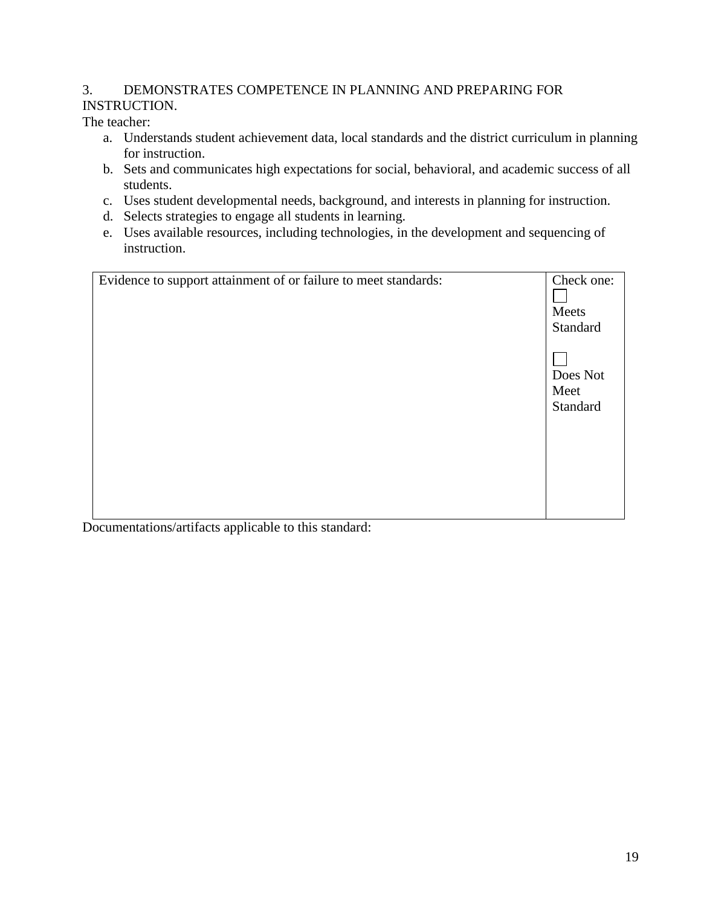3. DEMONSTRATES COMPETENCE IN PLANNING AND PREPARING FOR INSTRUCTION.

The teacher:

a. Understands student achievement data, local standards and the district curriculum in planning for instruction.
b. Sets and communicates high expectations for social, behavioral, and academic success of all students.
c. Uses student developmental needs, background, and interests in planning for instruction.
d. Selects strategies to engage all students in learning.
e. Uses available resources, including technologies, in the development and sequencing of instruction.

| Evidence to support attainment of or failure to meet standards: | Check one: ☐ Meets Standard ☐ Does Not Meet Standard |
|---|---|
| | |

Documentations/artifacts applicable to this standard: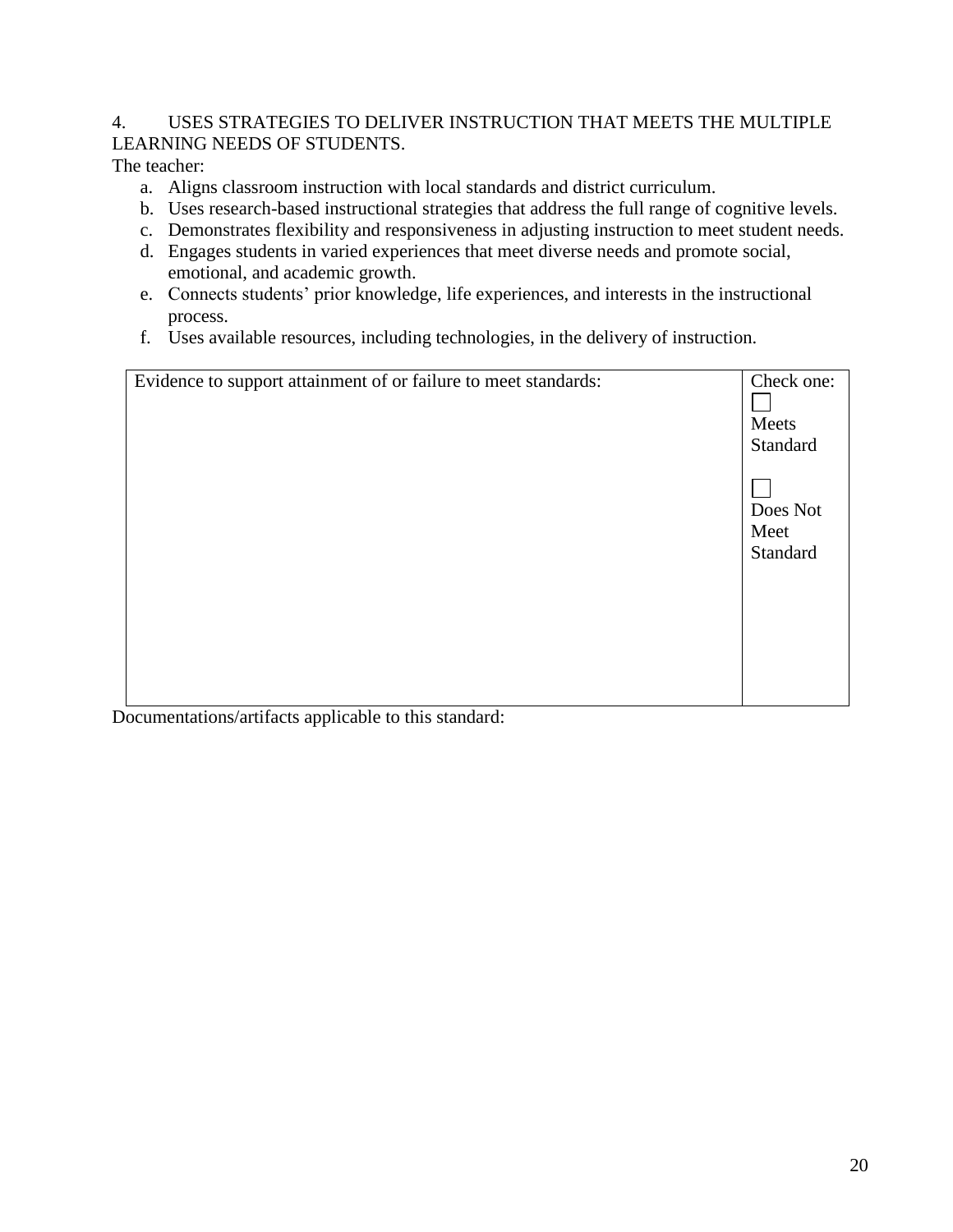4. USES STRATEGIES TO DELIVER INSTRUCTION THAT MEETS THE MULTIPLE LEARNING NEEDS OF STUDENTS.

The teacher:

a. Aligns classroom instruction with local standards and district curriculum.
b. Uses research-based instructional strategies that address the full range of cognitive levels.
c. Demonstrates flexibility and responsiveness in adjusting instruction to meet student needs.
d. Engages students in varied experiences that meet diverse needs and promote social, emotional, and academic growth.
e. Connects students' prior knowledge, life experiences, and interests in the instructional process.
f. Uses available resources, including technologies, in the delivery of instruction.

| Evidence to support attainment of or failure to meet standards: | Check one: ☐ Meets Standard ☐ Does Not Meet Standard |
|---|---|

Documentations/artifacts applicable to this standard: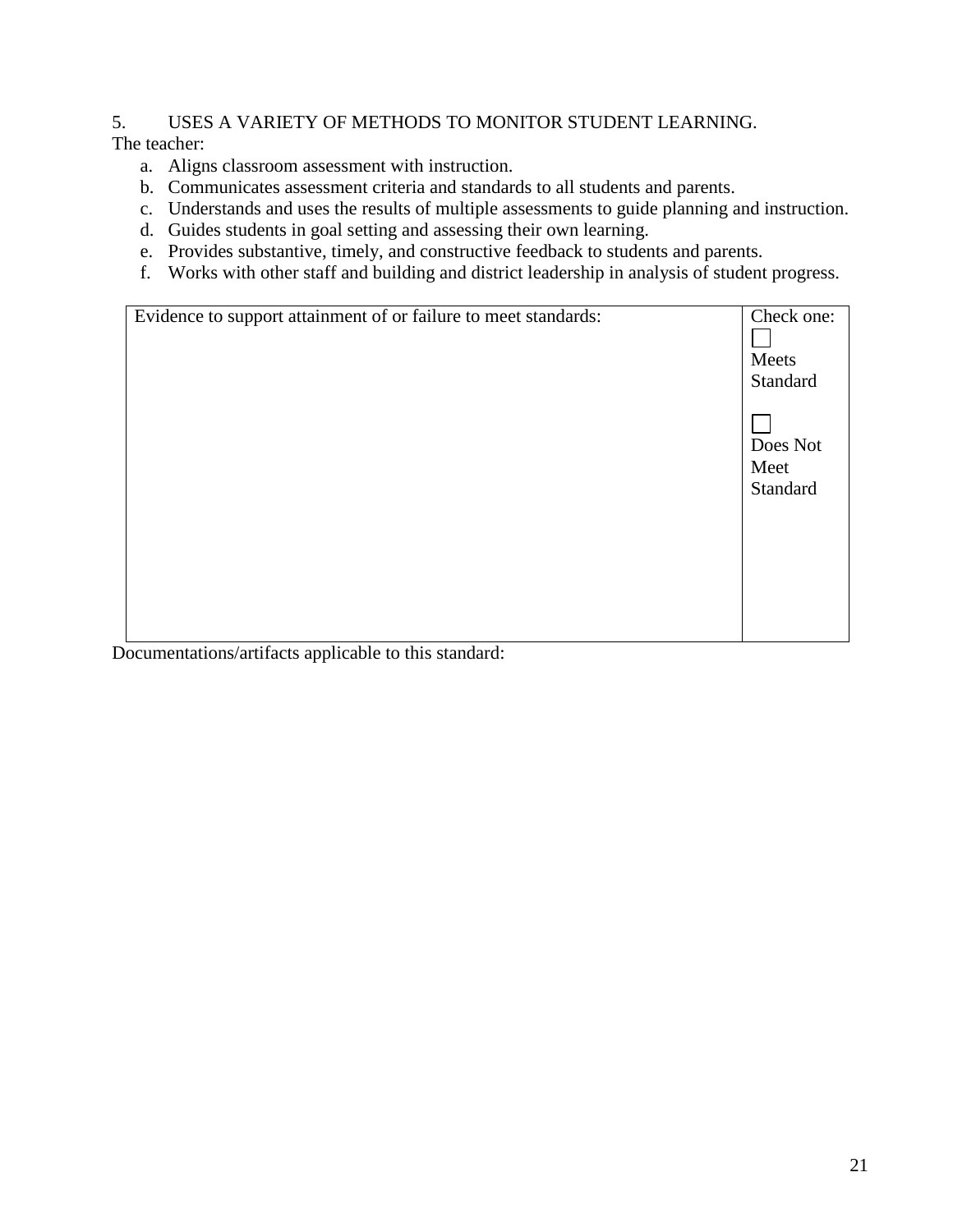5. USES A VARIETY OF METHODS TO MONITOR STUDENT LEARNING.

The teacher:

a. Aligns classroom assessment with instruction.
b. Communicates assessment criteria and standards to all students and parents.
c. Understands and uses the results of multiple assessments to guide planning and instruction.
d. Guides students in goal setting and assessing their own learning.
e. Provides substantive, timely, and constructive feedback to students and parents.
f. Works with other staff and building and district leadership in analysis of student progress.

| Evidence to support attainment of or failure to meet standards: | Check one:<br>☐ Meets Standard<br><br>☐ Does Not Meet Standard |
|---|---|

Documentations/artifacts applicable to this standard: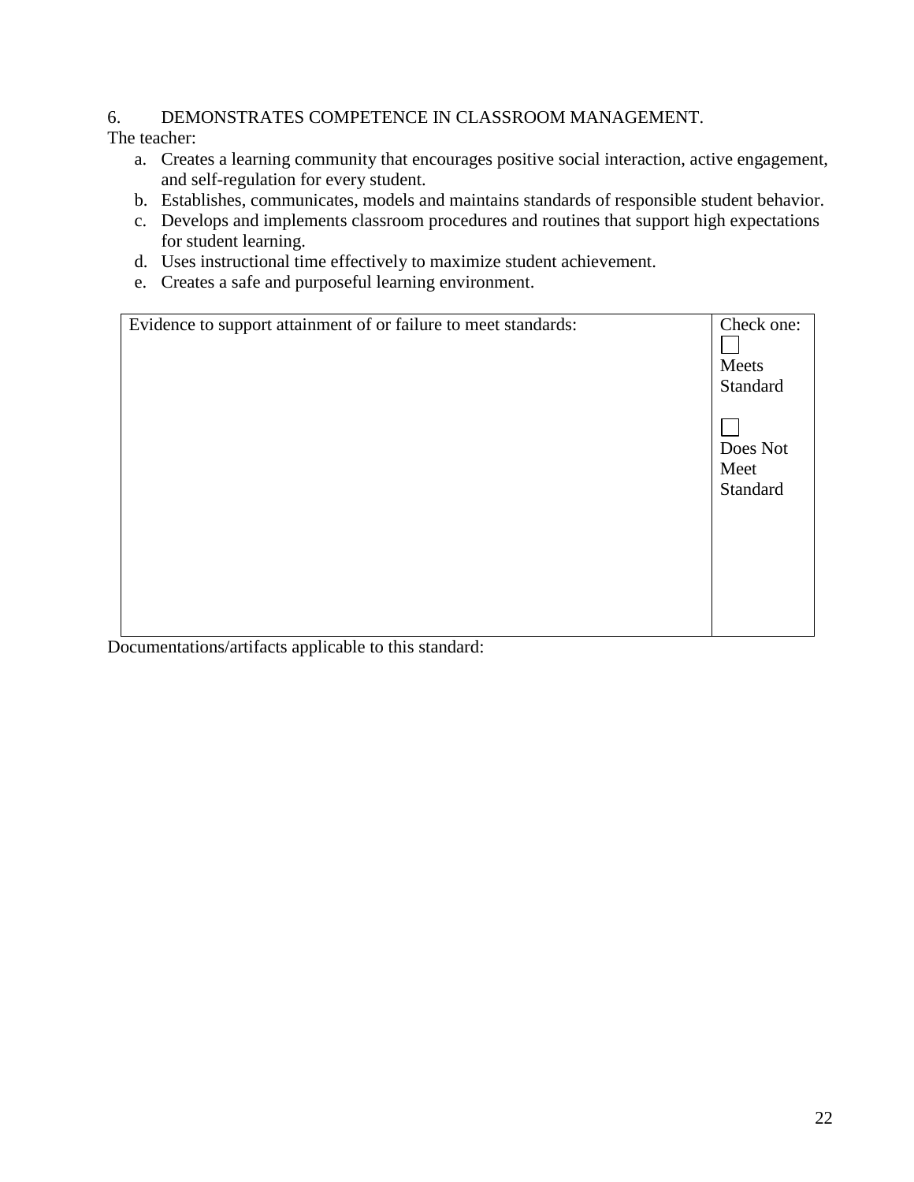6. DEMONSTRATES COMPETENCE IN CLASSROOM MANAGEMENT.

The teacher:

a. Creates a learning community that encourages positive social interaction, active engagement, and self-regulation for every student.
b. Establishes, communicates, models and maintains standards of responsible student behavior.
c. Develops and implements classroom procedures and routines that support high expectations for student learning.
d. Uses instructional time effectively to maximize student achievement.
e. Creates a safe and purposeful learning environment.

| Evidence to support attainment of or failure to meet standards: | Check one: ☐ Meets Standard ☐ Does Not Meet Standard |
| --- | --- |
| | |

Documentations/artifacts applicable to this standard: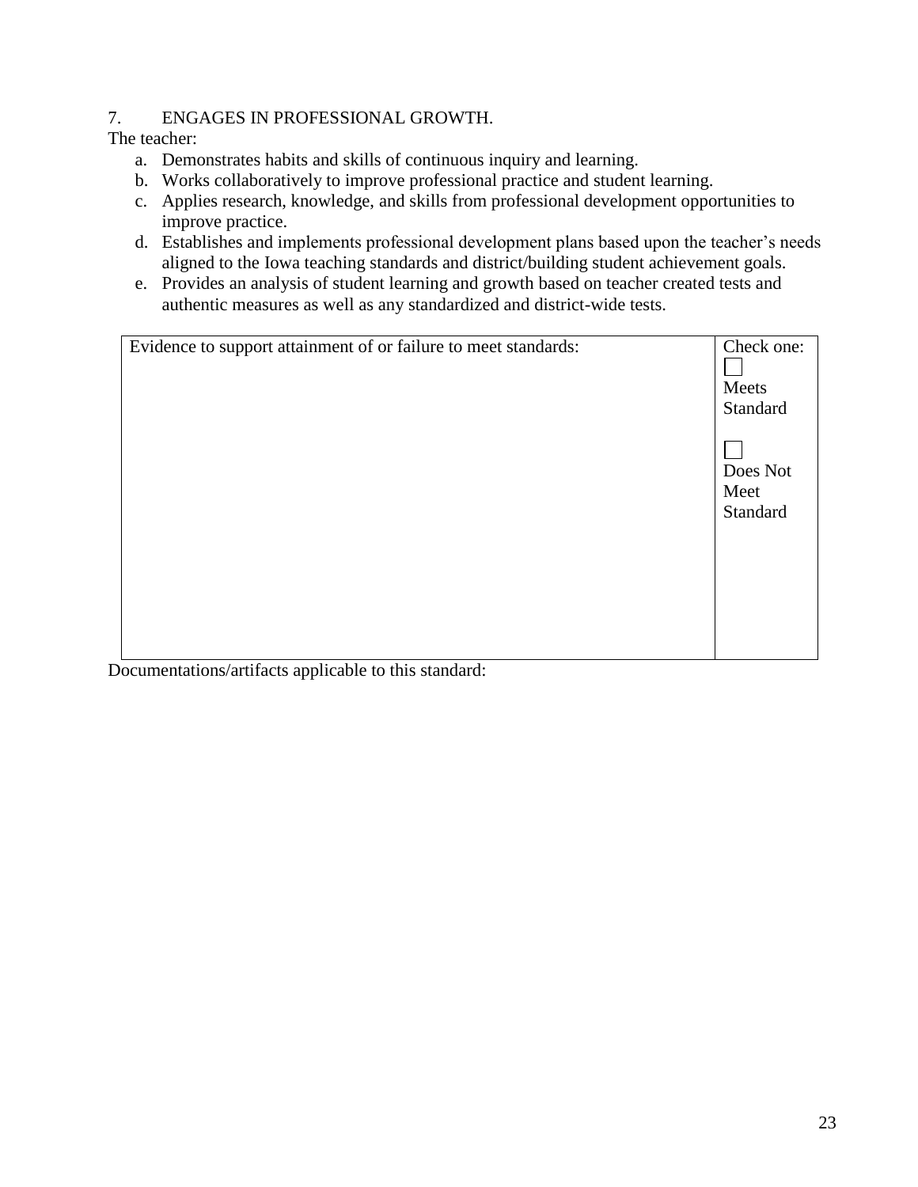7. ENGAGES IN PROFESSIONAL GROWTH.

The teacher:

a. Demonstrates habits and skills of continuous inquiry and learning.
b. Works collaboratively to improve professional practice and student learning.
c. Applies research, knowledge, and skills from professional development opportunities to improve practice.
d. Establishes and implements professional development plans based upon the teacher's needs aligned to the Iowa teaching standards and district/building student achievement goals.
e. Provides an analysis of student learning and growth based on teacher created tests and authentic measures as well as any standardized and district-wide tests.

| Evidence to support attainment of or failure to meet standards: | Check one: ☐ Meets Standard ☐ Does Not Meet Standard |
|---|---|
| | |

Documentations/artifacts applicable to this standard: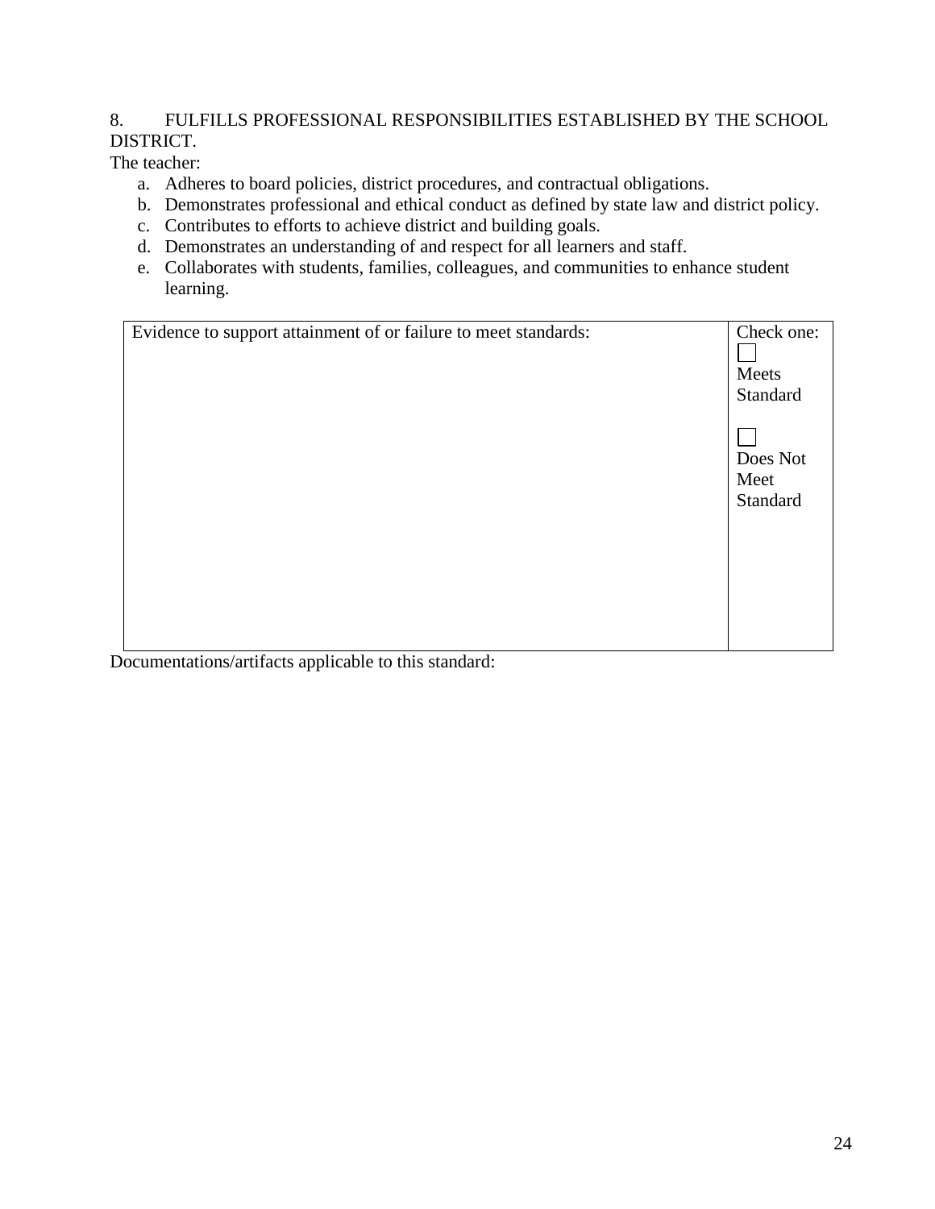8. FULFILLS PROFESSIONAL RESPONSIBILITIES ESTABLISHED BY THE SCHOOL DISTRICT.

The teacher:

a. Adheres to board policies, district procedures, and contractual obligations.
b. Demonstrates professional and ethical conduct as defined by state law and district policy.
c. Contributes to efforts to achieve district and building goals.
d. Demonstrates an understanding of and respect for all learners and staff.
e. Collaborates with students, families, colleagues, and communities to enhance student learning.

| Evidence to support attainment of or failure to meet standards: | Check one:<br>☐ Meets Standard<br><br>☐ Does Not Meet Standard |
|---|---|

Documentations/artifacts applicable to this standard: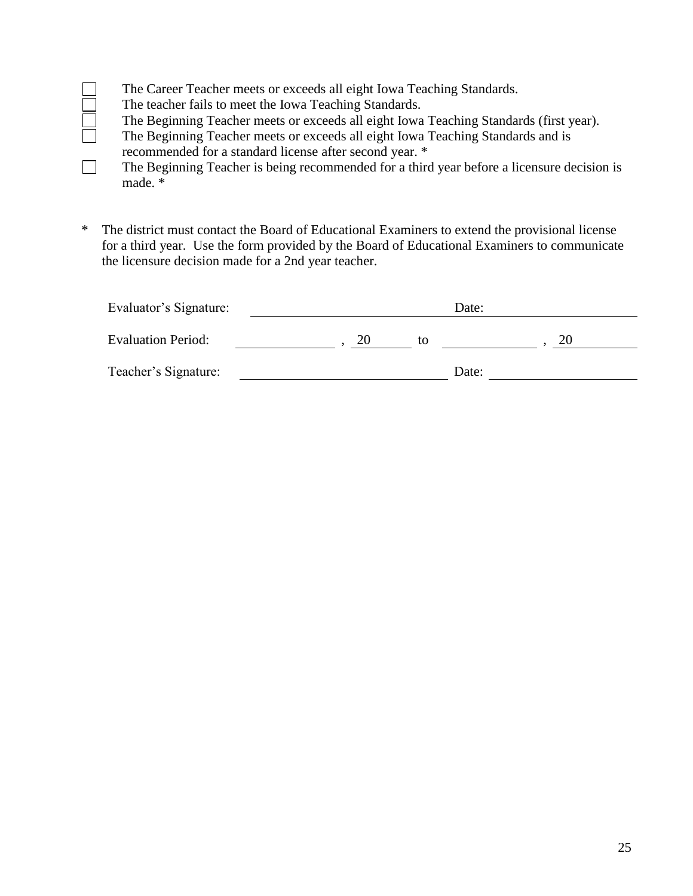- [ ] The Career Teacher meets or exceeds all eight Iowa Teaching Standards.
- [ ] The teacher fails to meet the Iowa Teaching Standards.
- [ ] The Beginning Teacher meets or exceeds all eight Iowa Teaching Standards (first year).
- [ ] The Beginning Teacher meets or exceeds all eight Iowa Teaching Standards and is recommended for a standard license after second year. *
- [ ] The Beginning Teacher is being recommended for a third year before a licensure decision is made. *

\* The district must contact the Board of Educational Examiners to extend the provisional license for a third year. Use the form provided by the Board of Educational Examiners to communicate the licensure decision made for a 2nd year teacher.

Evaluator's Signature: ______________________________ Date: ____________________

Evaluation Period: ______________, 20______ to ______________, 20__________

Teacher's Signature: ______________________________ Date: ____________________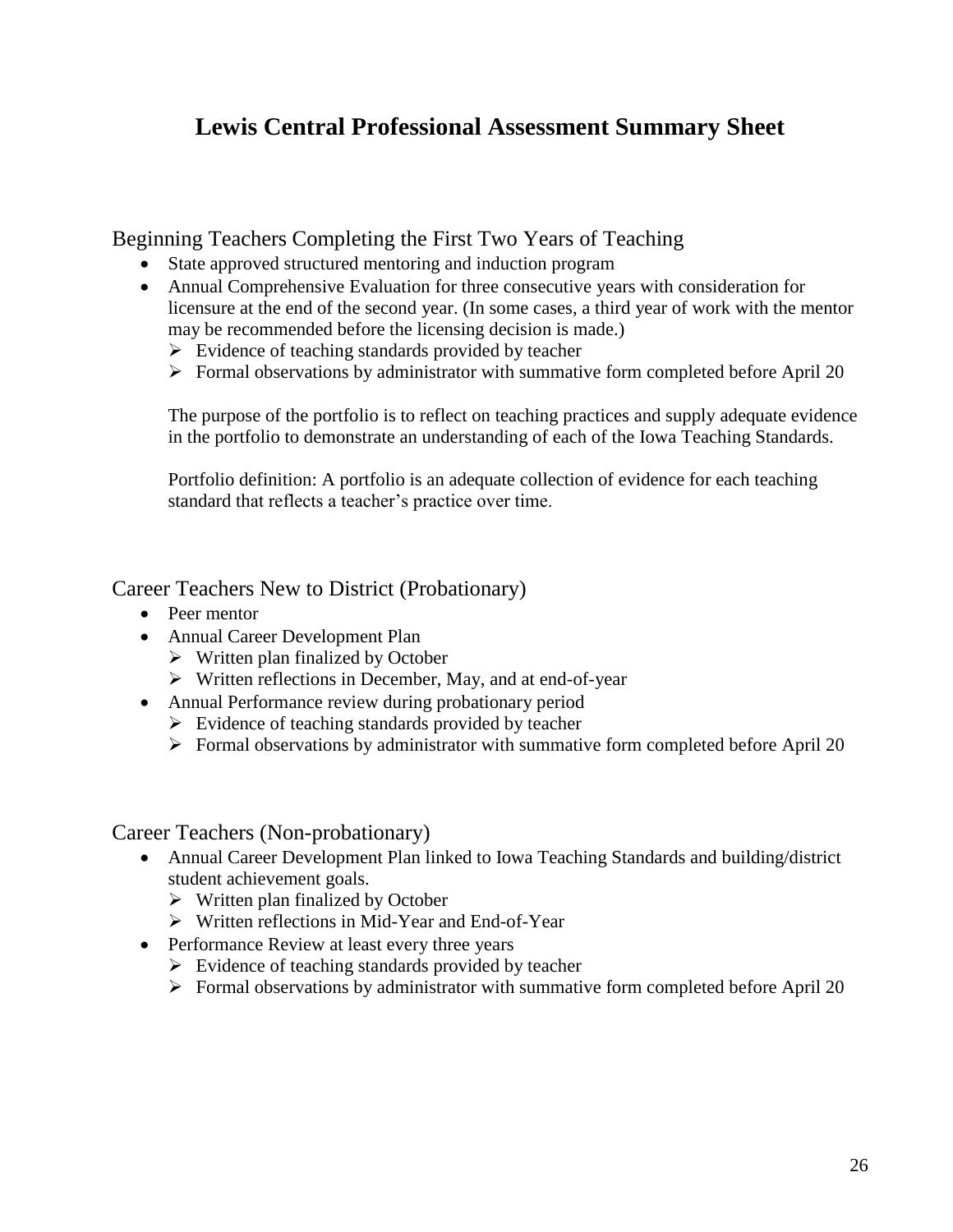# Lewis Central Professional Assessment Summary Sheet

## Beginning Teachers Completing the First Two Years of Teaching

- State approved structured mentoring and induction program
- Annual Comprehensive Evaluation for three consecutive years with consideration for licensure at the end of the second year. (In some cases, a third year of work with the mentor may be recommended before the licensing decision is made.)
  - Evidence of teaching standards provided by teacher
  - Formal observations by administrator with summative form completed before April 20

  The purpose of the portfolio is to reflect on teaching practices and supply adequate evidence in the portfolio to demonstrate an understanding of each of the Iowa Teaching Standards.

  Portfolio definition: A portfolio is an adequate collection of evidence for each teaching standard that reflects a teacher's practice over time.

## Career Teachers New to District (Probationary)

- Peer mentor
- Annual Career Development Plan
  - Written plan finalized by October
  - Written reflections in December, May, and at end-of-year
- Annual Performance review during probationary period
  - Evidence of teaching standards provided by teacher
  - Formal observations by administrator with summative form completed before April 20

## Career Teachers (Non-probationary)

- Annual Career Development Plan linked to Iowa Teaching Standards and building/district student achievement goals.
  - Written plan finalized by October
  - Written reflections in Mid-Year and End-of-Year
- Performance Review at least every three years
  - Evidence of teaching standards provided by teacher
  - Formal observations by administrator with summative form completed before April 20